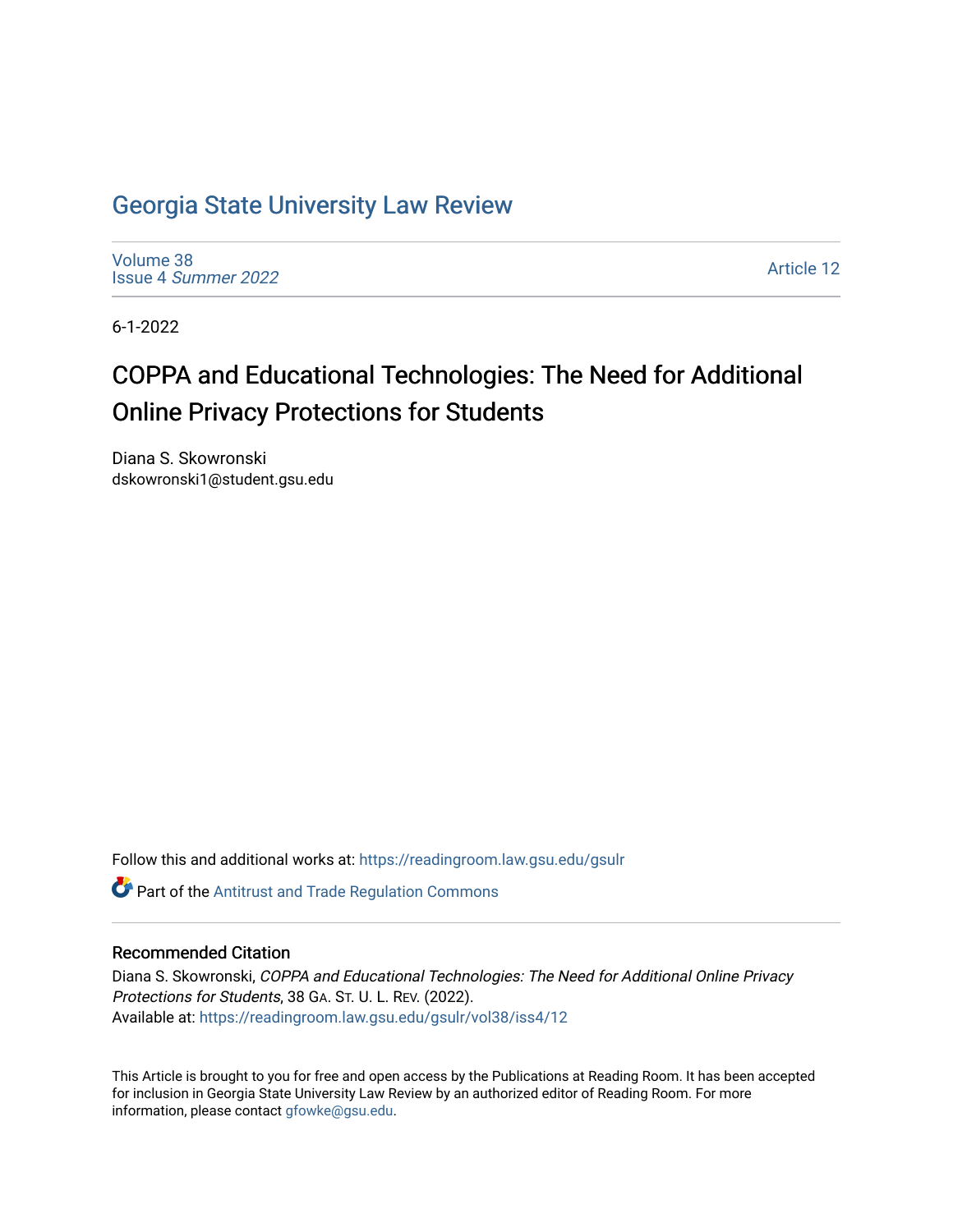# Georgia State University Law Review

Volume 38
Issue 4 *Summer 2022*

Article 12

6-1-2022

## COPPA and Educational Technologies: The Need for Additional Online Privacy Protections for Students

Diana S. Skowronski
dskowronski1@student.gsu.edu

Follow this and additional works at: https://readingroom.law.gsu.edu/gsulr

Part of the Antitrust and Trade Regulation Commons

### Recommended Citation

Diana S. Skowronski, *COPPA and Educational Technologies: The Need for Additional Online Privacy Protections for Students*, 38 GA. ST. U. L. REV. (2022).
Available at: https://readingroom.law.gsu.edu/gsulr/vol38/iss4/12

This Article is brought to you for free and open access by the Publications at Reading Room. It has been accepted for inclusion in Georgia State University Law Review by an authorized editor of Reading Room. For more information, please contact gfowke@gsu.edu.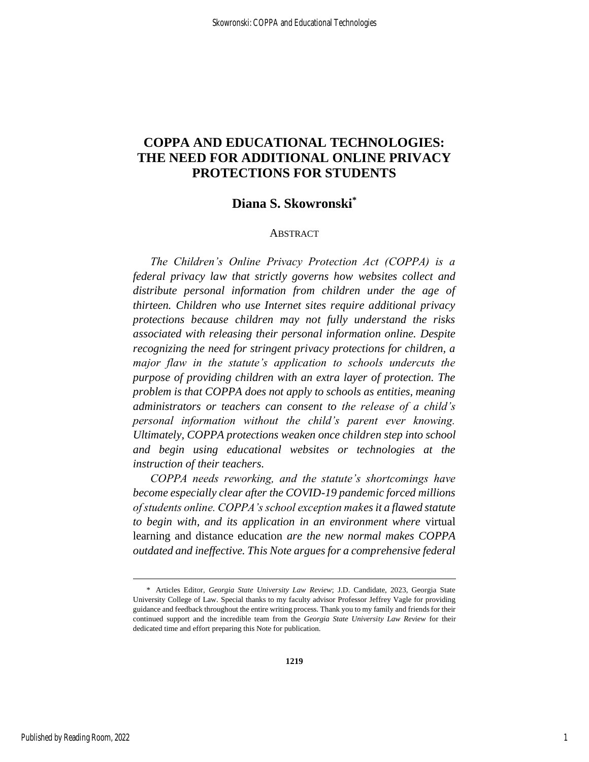# COPPA AND EDUCATIONAL TECHNOLOGIES: THE NEED FOR ADDITIONAL ONLINE PRIVACY PROTECTIONS FOR STUDENTS

## Diana S. Skowronski*

### ABSTRACT

*The Children's Online Privacy Protection Act (COPPA) is a federal privacy law that strictly governs how websites collect and distribute personal information from children under the age of thirteen. Children who use Internet sites require additional privacy protections because children may not fully understand the risks associated with releasing their personal information online. Despite recognizing the need for stringent privacy protections for children, a major flaw in the statute's application to schools undercuts the purpose of providing children with an extra layer of protection. The problem is that COPPA does not apply to schools as entities, meaning administrators or teachers can consent to the release of a child's personal information without the child's parent ever knowing. Ultimately, COPPA protections weaken once children step into school and begin using educational websites or technologies at the instruction of their teachers.*

*COPPA needs reworking, and the statute's shortcomings have become especially clear after the COVID-19 pandemic forced millions of students online. COPPA's school exception makes it a flawed statute to begin with, and its application in an environment where* virtual learning and distance education *are the new normal makes COPPA outdated and ineffective. This Note argues for a comprehensive federal*

---

\* Articles Editor, *Georgia State University Law Review*; J.D. Candidate, 2023, Georgia State University College of Law. Special thanks to my faculty advisor Professor Jeffrey Vagle for providing guidance and feedback throughout the entire writing process. Thank you to my family and friends for their continued support and the incredible team from the *Georgia State University Law Review* for their dedicated time and effort preparing this Note for publication.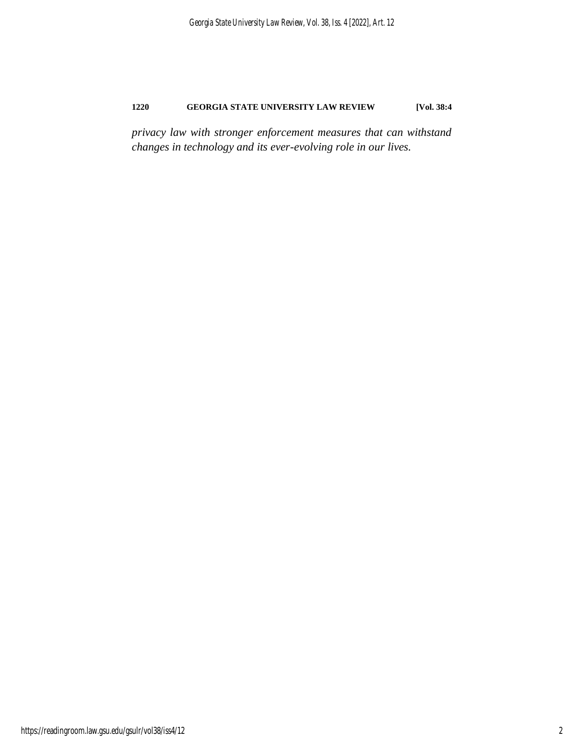*privacy law with stronger enforcement measures that can withstand changes in technology and its ever-evolving role in our lives.*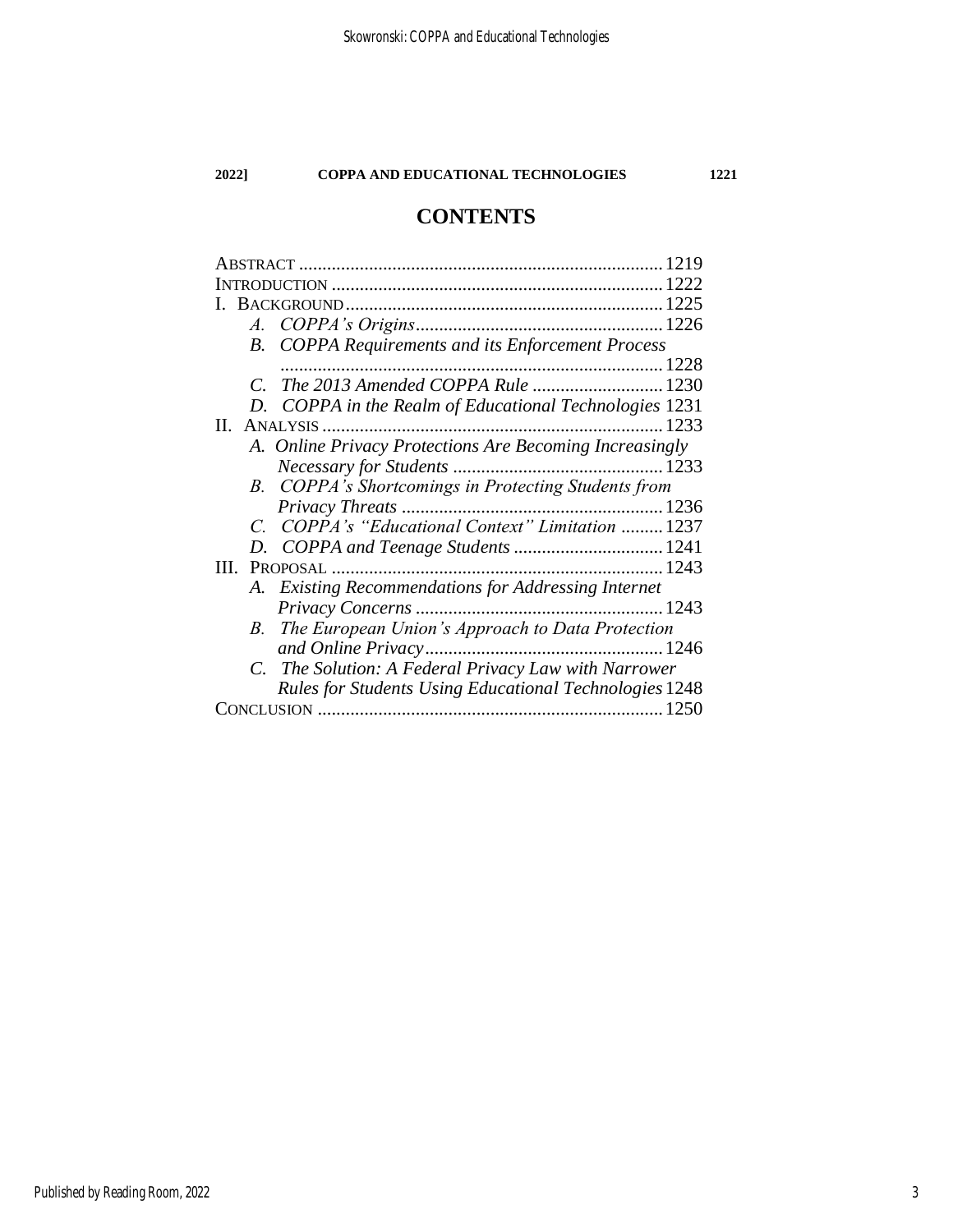# CONTENTS

ABSTRACT ........................................................................... 1219
INTRODUCTION ..................................................................... 1222
I. BACKGROUND ................................................................. 1225
   *A. COPPA's Origins* ....................................................... 1226
   *B. COPPA Requirements and its Enforcement Process* ................................................................................... 1228
   *C. The 2013 Amended COPPA Rule* ................................. 1230
   *D. COPPA in the Realm of Educational Technologies* 1231
II. ANALYSIS ....................................................................... 1233
   *A. Online Privacy Protections Are Becoming Increasingly Necessary for Students* ............................................. 1233
   *B. COPPA's Shortcomings in Protecting Students from Privacy Threats* ....................................................... 1236
   *C. COPPA's "Educational Context" Limitation* ......... 1237
   *D. COPPA and Teenage Students* ................................ 1241
III. PROPOSAL ..................................................................... 1243
   *A. Existing Recommendations for Addressing Internet Privacy Concerns* ..................................................... 1243
   *B. The European Union's Approach to Data Protection and Online Privacy* .................................................. 1246
   *C. The Solution: A Federal Privacy Law with Narrower Rules for Students Using Educational Technologies* 1248
CONCLUSION ........................................................................ 1250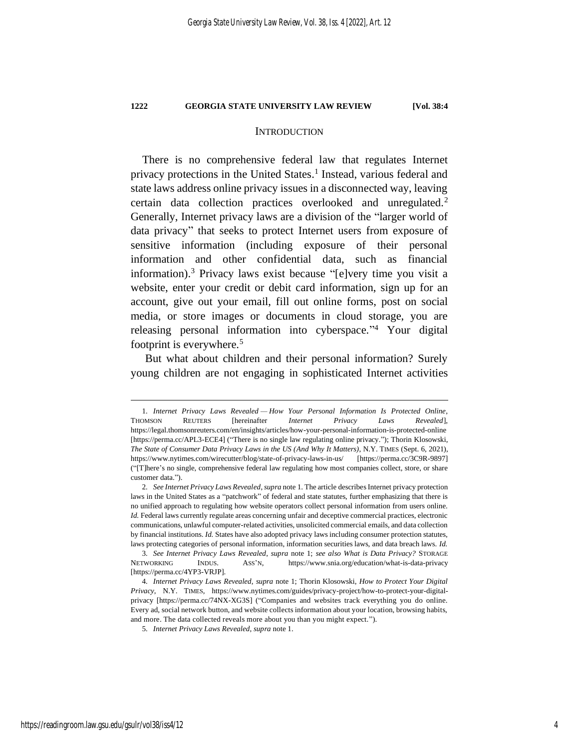## INTRODUCTION

There is no comprehensive federal law that regulates Internet privacy protections in the United States.[1] Instead, various federal and state laws address online privacy issues in a disconnected way, leaving certain data collection practices overlooked and unregulated.[2] Generally, Internet privacy laws are a division of the "larger world of data privacy" that seeks to protect Internet users from exposure of sensitive information (including exposure of their personal information and other confidential data, such as financial information).[3] Privacy laws exist because "[e]very time you visit a website, enter your credit or debit card information, sign up for an account, give out your email, fill out online forms, post on social media, or store images or documents in cloud storage, you are releasing personal information into cyberspace."[4] Your digital footprint is everywhere.[5]

But what about children and their personal information? Surely young children are not engaging in sophisticated Internet activities

---

1. *Internet Privacy Laws Revealed — How Your Personal Information Is Protected Online*, THOMSON REUTERS [hereinafter *Internet Privacy Laws Revealed*], https://legal.thomsonreuters.com/en/insights/articles/how-your-personal-information-is-protected-online [https://perma.cc/APL3-ECE4] ("There is no single law regulating online privacy."); Thorin Klosowski, *The State of Consumer Data Privacy Laws in the US (And Why It Matters)*, N.Y. TIMES (Sept. 6, 2021), https://www.nytimes.com/wirecutter/blog/state-of-privacy-laws-in-us/ [https://perma.cc/3C9R-9897] ("[T]here's no single, comprehensive federal law regulating how most companies collect, store, or share customer data.").

2. *See Internet Privacy Laws Revealed*, *supra* note 1. The article describes Internet privacy protection laws in the United States as a "patchwork" of federal and state statutes, further emphasizing that there is no unified approach to regulating how website operators collect personal information from users online. *Id.* Federal laws currently regulate areas concerning unfair and deceptive commercial practices, electronic communications, unlawful computer-related activities, unsolicited commercial emails, and data collection by financial institutions. *Id.* States have also adopted privacy laws including consumer protection statutes, laws protecting categories of personal information, information securities laws, and data breach laws. *Id.*

3. *See Internet Privacy Laws Revealed*, *supra* note 1; *see also What is Data Privacy?* STORAGE NETWORKING INDUS. ASS'N, https://www.snia.org/education/what-is-data-privacy [https://perma.cc/4YP3-VRJP].

4. *Internet Privacy Laws Revealed*, *supra* note 1; Thorin Klosowski, *How to Protect Your Digital Privacy*, N.Y. TIMES, https://www.nytimes.com/guides/privacy-project/how-to-protect-your-digital-privacy [https://perma.cc/74NX-XG3S] ("Companies and websites track everything you do online. Every ad, social network button, and website collects information about your location, browsing habits, and more. The data collected reveals more about you than you might expect.").

5. *Internet Privacy Laws Revealed*, *supra* note 1.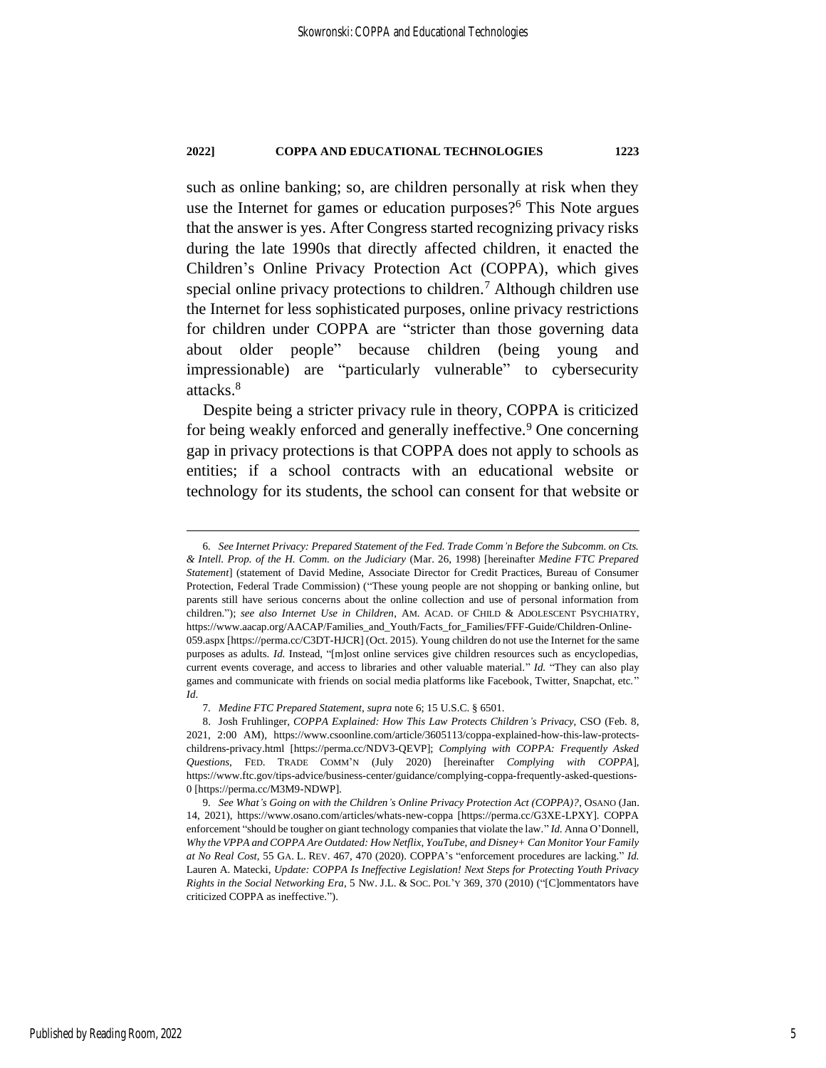such as online banking; so, are children personally at risk when they use the Internet for games or education purposes?[6] This Note argues that the answer is yes. After Congress started recognizing privacy risks during the late 1990s that directly affected children, it enacted the Children's Online Privacy Protection Act (COPPA), which gives special online privacy protections to children.[7] Although children use the Internet for less sophisticated purposes, online privacy restrictions for children under COPPA are "stricter than those governing data about older people" because children (being young and impressionable) are "particularly vulnerable" to cybersecurity attacks.[8]

Despite being a stricter privacy rule in theory, COPPA is criticized for being weakly enforced and generally ineffective.[9] One concerning gap in privacy protections is that COPPA does not apply to schools as entities; if a school contracts with an educational website or technology for its students, the school can consent for that website or

---

6. *See Internet Privacy: Prepared Statement of the Fed. Trade Comm'n Before the Subcomm. on Cts. & Intell. Prop. of the H. Comm. on the Judiciary* (Mar. 26, 1998) [hereinafter *Medine FTC Prepared Statement*] (statement of David Medine, Associate Director for Credit Practices, Bureau of Consumer Protection, Federal Trade Commission) ("These young people are not shopping or banking online, but parents still have serious concerns about the online collection and use of personal information from children."); *see also Internet Use in Children*, AM. ACAD. OF CHILD & ADOLESCENT PSYCHIATRY, https://www.aacap.org/AACAP/Families_and_Youth/Facts_for_Families/FFF-Guide/Children-Online-059.aspx [https://perma.cc/C3DT-HJCR] (Oct. 2015). Young children do not use the Internet for the same purposes as adults. *Id.* Instead, "[m]ost online services give children resources such as encyclopedias, current events coverage, and access to libraries and other valuable material." *Id.* "They can also play games and communicate with friends on social media platforms like Facebook, Twitter, Snapchat, etc." *Id*.

7. *Medine FTC Prepared Statement*, *supra* note 6; 15 U.S.C. § 6501.

8. Josh Fruhlinger, *COPPA Explained: How This Law Protects Children's Privacy*, CSO (Feb. 8, 2021, 2:00 AM), https://www.csoonline.com/article/3605113/coppa-explained-how-this-law-protects-childrens-privacy.html [https://perma.cc/NDV3-QEVP]; *Complying with COPPA: Frequently Asked Questions*, FED. TRADE COMM'N (July 2020) [hereinafter *Complying with COPPA*], https://www.ftc.gov/tips-advice/business-center/guidance/complying-coppa-frequently-asked-questions-0 [https://perma.cc/M3M9-NDWP].

9. *See What's Going on with the Children's Online Privacy Protection Act (COPPA)?*, OSANO (Jan. 14, 2021), https://www.osano.com/articles/whats-new-coppa [https://perma.cc/G3XE-LPXY]. COPPA enforcement "should be tougher on giant technology companies that violate the law." *Id.* Anna O'Donnell, *Why the VPPA and COPPA Are Outdated: How Netflix, YouTube, and Disney+ Can Monitor Your Family at No Real Cost*, 55 GA. L. REV. 467, 470 (2020). COPPA's "enforcement procedures are lacking." *Id.* Lauren A. Matecki, *Update: COPPA Is Ineffective Legislation! Next Steps for Protecting Youth Privacy Rights in the Social Networking Era*, 5 NW. J.L. & SOC. POL'Y 369, 370 (2010) ("[C]ommentators have criticized COPPA as ineffective.").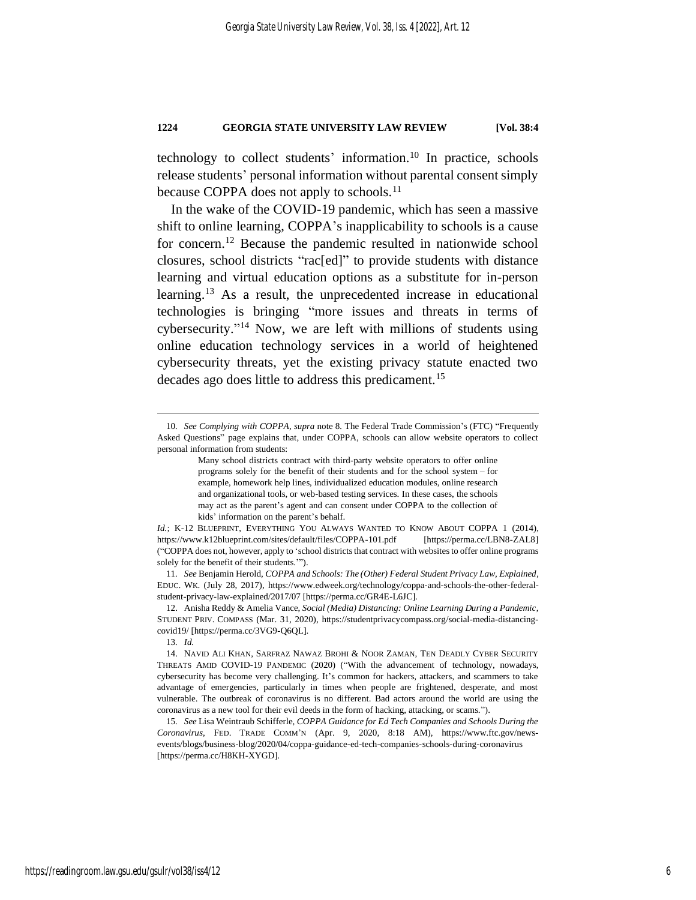technology to collect students' information.[10] In practice, schools release students' personal information without parental consent simply because COPPA does not apply to schools.[11]

In the wake of the COVID-19 pandemic, which has seen a massive shift to online learning, COPPA's inapplicability to schools is a cause for concern.[12] Because the pandemic resulted in nationwide school closures, school districts "rac[ed]" to provide students with distance learning and virtual education options as a substitute for in-person learning.[13] As a result, the unprecedented increase in educational technologies is bringing "more issues and threats in terms of cybersecurity."[14] Now, we are left with millions of students using online education technology services in a world of heightened cybersecurity threats, yet the existing privacy statute enacted two decades ago does little to address this predicament.[15]

---

10. *See Complying with COPPA*, *supra* note 8. The Federal Trade Commission's (FTC) "Frequently Asked Questions" page explains that, under COPPA, schools can allow website operators to collect personal information from students:

> Many school districts contract with third-party website operators to offer online programs solely for the benefit of their students and for the school system – for example, homework help lines, individualized education modules, online research and organizational tools, or web-based testing services. In these cases, the schools may act as the parent's agent and can consent under COPPA to the collection of kids' information on the parent's behalf.

*Id.*; K-12 BLUEPRINT, EVERYTHING YOU ALWAYS WANTED TO KNOW ABOUT COPPA 1 (2014), https://www.k12blueprint.com/sites/default/files/COPPA-101.pdf [https://perma.cc/LBN8-ZAL8] ("COPPA does not, however, apply to 'school districts that contract with websites to offer online programs solely for the benefit of their students.'").

11. *See* Benjamin Herold, *COPPA and Schools: The (Other) Federal Student Privacy Law, Explained*, EDUC. WK. (July 28, 2017), https://www.edweek.org/technology/coppa-and-schools-the-other-federal-student-privacy-law-explained/2017/07 [https://perma.cc/GR4E-L6JC].

12. Anisha Reddy & Amelia Vance, *Social (Media) Distancing: Online Learning During a Pandemic*, STUDENT PRIV. COMPASS (Mar. 31, 2020), https://studentprivacycompass.org/social-media-distancing-covid19/ [https://perma.cc/3VG9-Q6QL].

13. *Id.*

14. NAVID ALI KHAN, SARFRAZ NAWAZ BROHI & NOOR ZAMAN, TEN DEADLY CYBER SECURITY THREATS AMID COVID-19 PANDEMIC (2020) ("With the advancement of technology, nowadays, cybersecurity has become very challenging. It's common for hackers, attackers, and scammers to take advantage of emergencies, particularly in times when people are frightened, desperate, and most vulnerable. The outbreak of coronavirus is no different. Bad actors around the world are using the coronavirus as a new tool for their evil deeds in the form of hacking, attacking, or scams.").

15. *See* Lisa Weintraub Schifferle, *COPPA Guidance for Ed Tech Companies and Schools During the Coronavirus*, FED. TRADE COMM'N (Apr. 9, 2020, 8:18 AM), https://www.ftc.gov/news-events/blogs/business-blog/2020/04/coppa-guidance-ed-tech-companies-schools-during-coronavirus [https://perma.cc/H8KH-XYGD].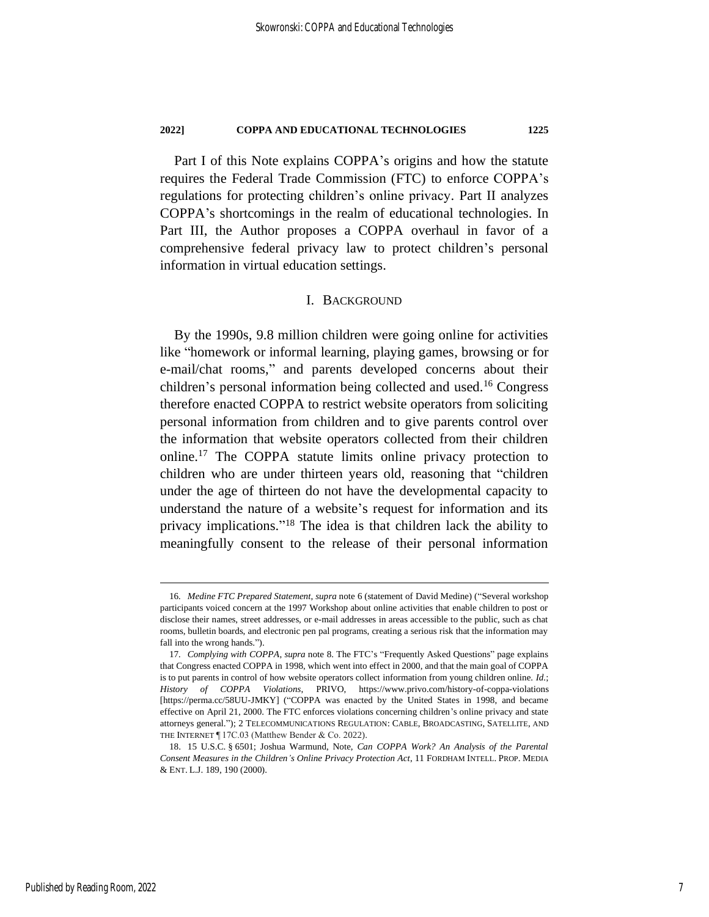Part I of this Note explains COPPA's origins and how the statute requires the Federal Trade Commission (FTC) to enforce COPPA's regulations for protecting children's online privacy. Part II analyzes COPPA's shortcomings in the realm of educational technologies. In Part III, the Author proposes a COPPA overhaul in favor of a comprehensive federal privacy law to protect children's personal information in virtual education settings.

## I. BACKGROUND

By the 1990s, 9.8 million children were going online for activities like "homework or informal learning, playing games, browsing or for e-mail/chat rooms," and parents developed concerns about their children's personal information being collected and used.[16] Congress therefore enacted COPPA to restrict website operators from soliciting personal information from children and to give parents control over the information that website operators collected from their children online.[17] The COPPA statute limits online privacy protection to children who are under thirteen years old, reasoning that "children under the age of thirteen do not have the developmental capacity to understand the nature of a website's request for information and its privacy implications."[18] The idea is that children lack the ability to meaningfully consent to the release of their personal information

---

16. *Medine FTC Prepared Statement*, *supra* note 6 (statement of David Medine) ("Several workshop participants voiced concern at the 1997 Workshop about online activities that enable children to post or disclose their names, street addresses, or e-mail addresses in areas accessible to the public, such as chat rooms, bulletin boards, and electronic pen pal programs, creating a serious risk that the information may fall into the wrong hands.").

17. *Complying with COPPA*, *supra* note 8. The FTC's "Frequently Asked Questions" page explains that Congress enacted COPPA in 1998, which went into effect in 2000, and that the main goal of COPPA is to put parents in control of how website operators collect information from young children online. *Id.*; *History of COPPA Violations*, PRIVO, https://www.privo.com/history-of-coppa-violations [https://perma.cc/58UU-JMKY] ("COPPA was enacted by the United States in 1998, and became effective on April 21, 2000. The FTC enforces violations concerning children's online privacy and state attorneys general."); 2 TELECOMMUNICATIONS REGULATION: CABLE, BROADCASTING, SATELLITE, AND THE INTERNET ¶ 17C.03 (Matthew Bender & Co. 2022).

18. 15 U.S.C. § 6501; Joshua Warmund, Note, *Can COPPA Work? An Analysis of the Parental Consent Measures in the Children's Online Privacy Protection Act*, 11 FORDHAM INTELL. PROP. MEDIA & ENT. L.J. 189, 190 (2000).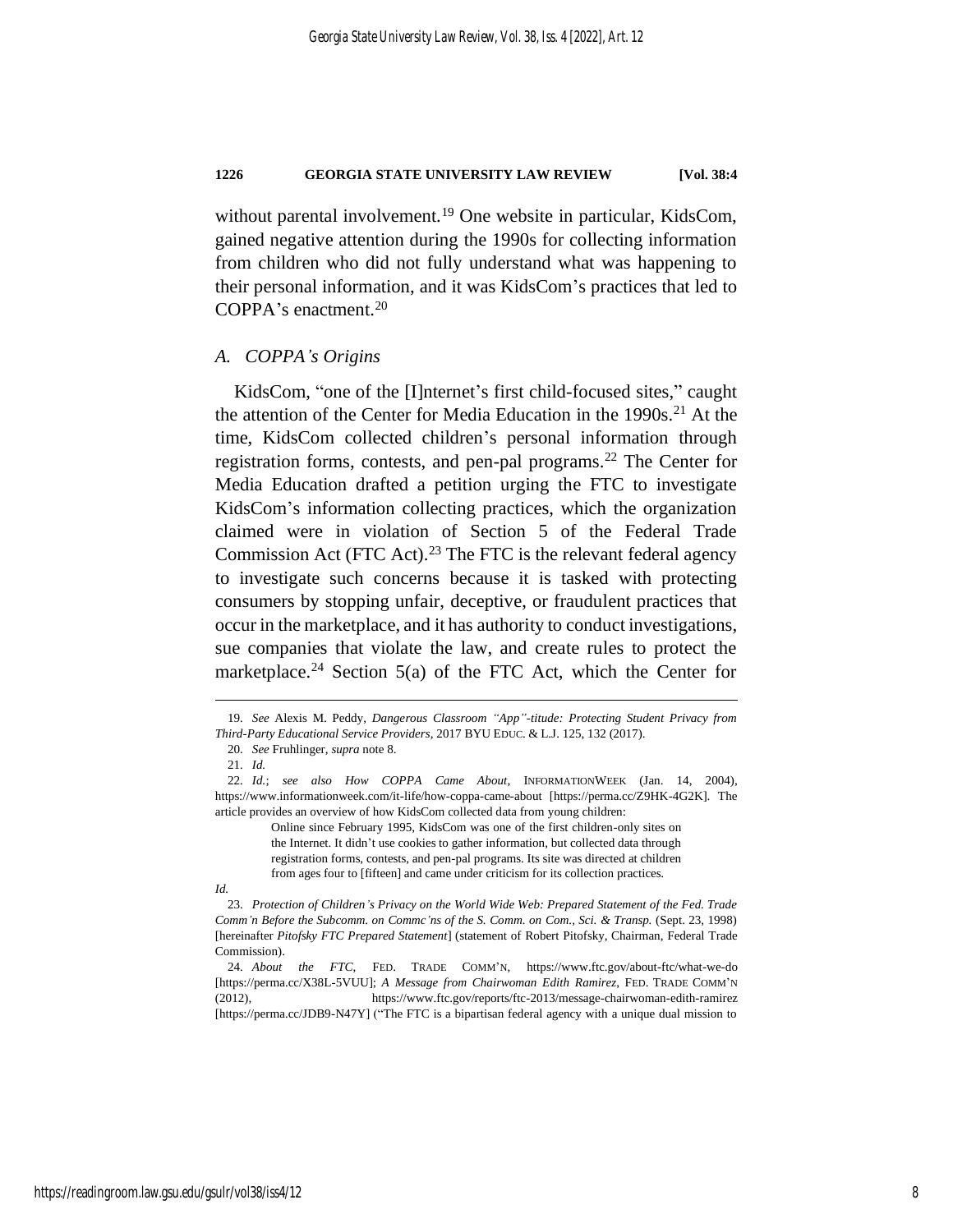without parental involvement.[19] One website in particular, KidsCom, gained negative attention during the 1990s for collecting information from children who did not fully understand what was happening to their personal information, and it was KidsCom's practices that led to COPPA's enactment.[20]

### *A. COPPA's Origins*

KidsCom, "one of the [I]nternet's first child-focused sites," caught the attention of the Center for Media Education in the 1990s.[21] At the time, KidsCom collected children's personal information through registration forms, contests, and pen-pal programs.[22] The Center for Media Education drafted a petition urging the FTC to investigate KidsCom's information collecting practices, which the organization claimed were in violation of Section 5 of the Federal Trade Commission Act (FTC Act).[23] The FTC is the relevant federal agency to investigate such concerns because it is tasked with protecting consumers by stopping unfair, deceptive, or fraudulent practices that occur in the marketplace, and it has authority to conduct investigations, sue companies that violate the law, and create rules to protect the marketplace.[24] Section 5(a) of the FTC Act, which the Center for

---

19. *See* Alexis M. Peddy, *Dangerous Classroom "App"-titude: Protecting Student Privacy from Third-Party Educational Service Providers*, 2017 BYU EDUC. & L.J. 125, 132 (2017).

20. *See* Fruhlinger, *supra* note 8.

21. *Id.*

22. *Id.*; *see also How COPPA Came About*, INFORMATIONWEEK (Jan. 14, 2004), https://www.informationweek.com/it-life/how-coppa-came-about [https://perma.cc/Z9HK-4G2K]. The article provides an overview of how KidsCom collected data from young children:

> Online since February 1995, KidsCom was one of the first children-only sites on the Internet. It didn't use cookies to gather information, but collected data through registration forms, contests, and pen-pal programs. Its site was directed at children from ages four to [fifteen] and came under criticism for its collection practices.

*Id.*

23. *Protection of Children's Privacy on the World Wide Web: Prepared Statement of the Fed. Trade Comm'n Before the Subcomm. on Commc'ns of the S. Comm. on Com., Sci. & Transp.* (Sept. 23, 1998) [hereinafter *Pitofsky FTC Prepared Statement*] (statement of Robert Pitofsky, Chairman, Federal Trade Commission).

24. *About the FTC*, FED. TRADE COMM'N, https://www.ftc.gov/about-ftc/what-we-do [https://perma.cc/X38L-5VUU]; *A Message from Chairwoman Edith Ramirez*, FED. TRADE COMM'N (2012), https://www.ftc.gov/reports/ftc-2013/message-chairwoman-edith-ramirez [https://perma.cc/JDB9-N47Y] ("The FTC is a bipartisan federal agency with a unique dual mission to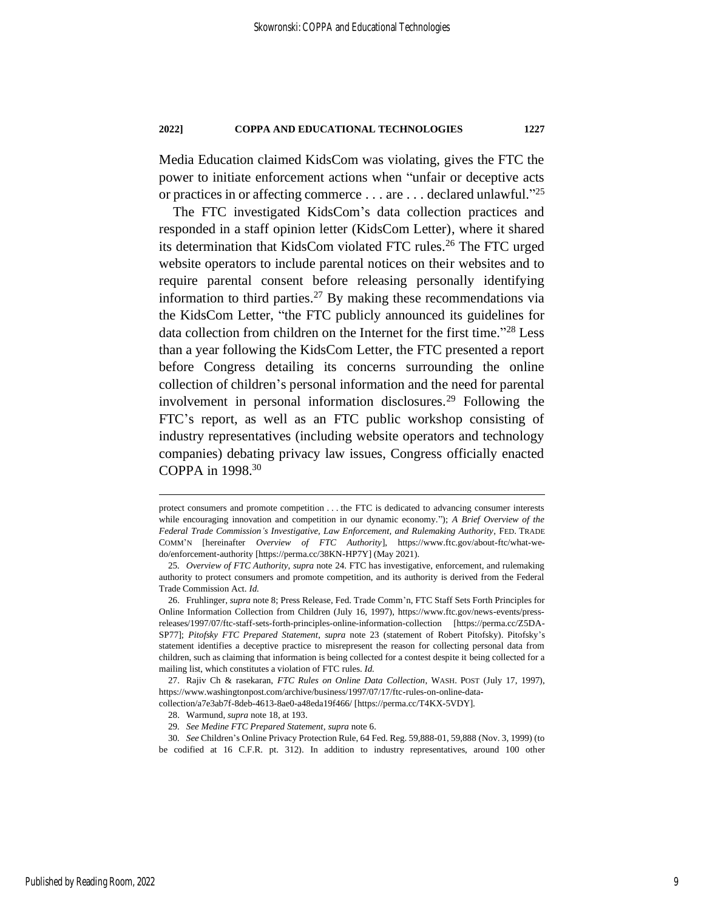Media Education claimed KidsCom was violating, gives the FTC the power to initiate enforcement actions when "unfair or deceptive acts or practices in or affecting commerce . . . are . . . declared unlawful."[25]

The FTC investigated KidsCom's data collection practices and responded in a staff opinion letter (KidsCom Letter), where it shared its determination that KidsCom violated FTC rules.[26] The FTC urged website operators to include parental notices on their websites and to require parental consent before releasing personally identifying information to third parties.[27] By making these recommendations via the KidsCom Letter, "the FTC publicly announced its guidelines for data collection from children on the Internet for the first time."[28] Less than a year following the KidsCom Letter, the FTC presented a report before Congress detailing its concerns surrounding the online collection of children's personal information and the need for parental involvement in personal information disclosures.[29] Following the FTC's report, as well as an FTC public workshop consisting of industry representatives (including website operators and technology companies) debating privacy law issues, Congress officially enacted COPPA in 1998.[30]

---

protect consumers and promote competition . . . the FTC is dedicated to advancing consumer interests while encouraging innovation and competition in our dynamic economy."); *A Brief Overview of the Federal Trade Commission's Investigative, Law Enforcement, and Rulemaking Authority*, FED. TRADE COMM'N [hereinafter *Overview of FTC Authority*], https://www.ftc.gov/about-ftc/what-we-do/enforcement-authority [https://perma.cc/38KN-HP7Y] (May 2021).

25. *Overview of FTC Authority*, *supra* note 24. FTC has investigative, enforcement, and rulemaking authority to protect consumers and promote competition, and its authority is derived from the Federal Trade Commission Act. *Id.*

26. Fruhlinger, *supra* note 8; Press Release, Fed. Trade Comm'n, FTC Staff Sets Forth Principles for Online Information Collection from Children (July 16, 1997), https://www.ftc.gov/news-events/press-releases/1997/07/ftc-staff-sets-forth-principles-online-information-collection [https://perma.cc/Z5DA-SP77]; *Pitofsky FTC Prepared Statement*, *supra* note 23 (statement of Robert Pitofsky). Pitofsky's statement identifies a deceptive practice to misrepresent the reason for collecting personal data from children, such as claiming that information is being collected for a contest despite it being collected for a mailing list, which constitutes a violation of FTC rules. *Id.*

27. Rajiv Ch & rasekaran, *FTC Rules on Online Data Collection*, WASH. POST (July 17, 1997), https://www.washingtonpost.com/archive/business/1997/07/17/ftc-rules-on-online-data-collection/a7e3ab7f-8deb-4613-8ae0-a48eda19f466/ [https://perma.cc/T4KX-5VDY].

28. Warmund, *supra* note 18, at 193.

29. *See Medine FTC Prepared Statement*, *supra* note 6.

30. *See* Children's Online Privacy Protection Rule, 64 Fed. Reg. 59,888-01, 59,888 (Nov. 3, 1999) (to be codified at 16 C.F.R. pt. 312). In addition to industry representatives, around 100 other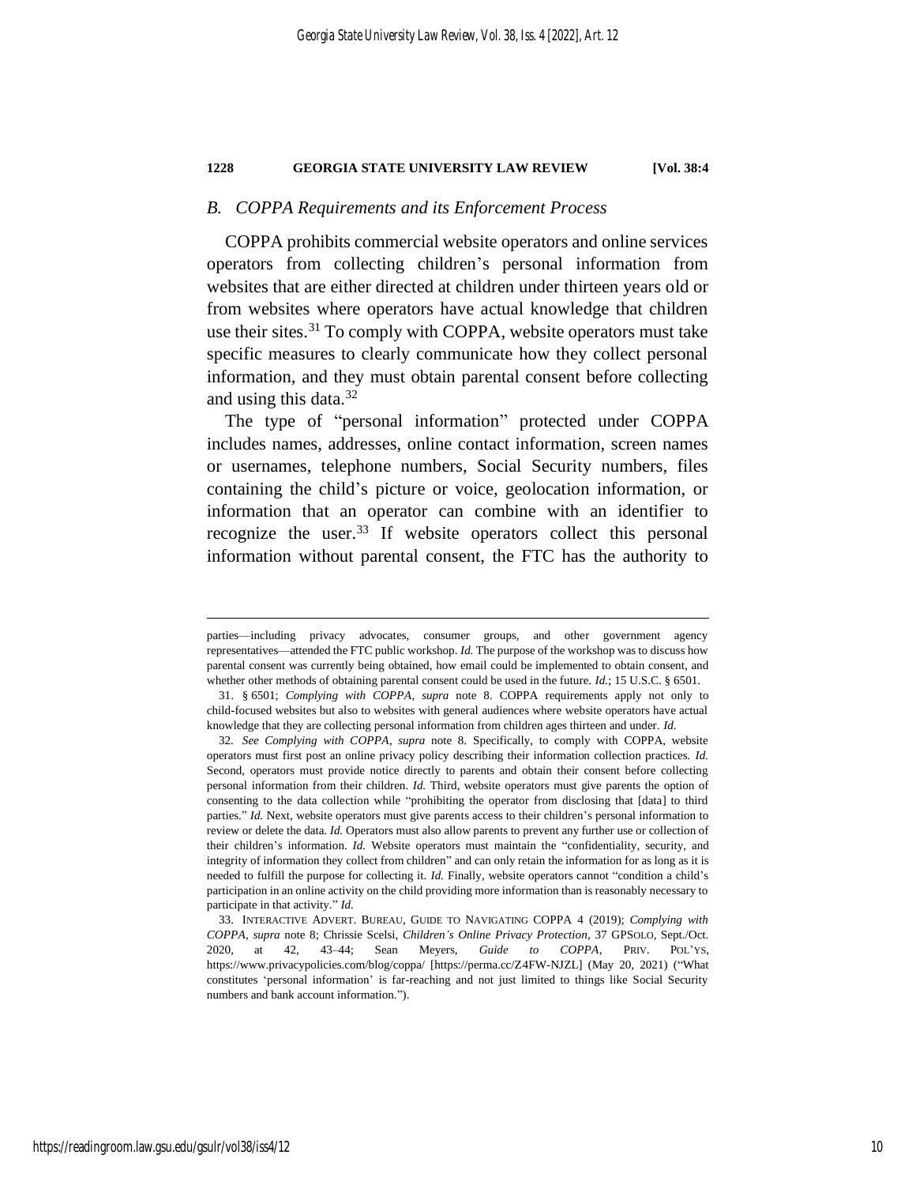### *B. COPPA Requirements and its Enforcement Process*

COPPA prohibits commercial website operators and online services operators from collecting children's personal information from websites that are either directed at children under thirteen years old or from websites where operators have actual knowledge that children use their sites.[31] To comply with COPPA, website operators must take specific measures to clearly communicate how they collect personal information, and they must obtain parental consent before collecting and using this data.[32]

The type of "personal information" protected under COPPA includes names, addresses, online contact information, screen names or usernames, telephone numbers, Social Security numbers, files containing the child's picture or voice, geolocation information, or information that an operator can combine with an identifier to recognize the user.[33] If website operators collect this personal information without parental consent, the FTC has the authority to

---

parties—including privacy advocates, consumer groups, and other government agency representatives—attended the FTC public workshop. *Id.* The purpose of the workshop was to discuss how parental consent was currently being obtained, how email could be implemented to obtain consent, and whether other methods of obtaining parental consent could be used in the future. *Id.*; 15 U.S.C. § 6501.

31. § 6501; *Complying with COPPA*, *supra* note 8. COPPA requirements apply not only to child-focused websites but also to websites with general audiences where website operators have actual knowledge that they are collecting personal information from children ages thirteen and under. *Id.*

32. *See Complying with COPPA*, *supra* note 8. Specifically, to comply with COPPA, website operators must first post an online privacy policy describing their information collection practices. *Id.* Second, operators must provide notice directly to parents and obtain their consent before collecting personal information from their children. *Id.* Third, website operators must give parents the option of consenting to the data collection while "prohibiting the operator from disclosing that [data] to third parties." *Id.* Next, website operators must give parents access to their children's personal information to review or delete the data. *Id.* Operators must also allow parents to prevent any further use or collection of their children's information. *Id.* Website operators must maintain the "confidentiality, security, and integrity of information they collect from children" and can only retain the information for as long as it is needed to fulfill the purpose for collecting it. *Id.* Finally, website operators cannot "condition a child's participation in an online activity on the child providing more information than is reasonably necessary to participate in that activity." *Id.*

33. INTERACTIVE ADVERT. BUREAU, GUIDE TO NAVIGATING COPPA 4 (2019); *Complying with COPPA*, *supra* note 8; Chrissie Scelsi, *Children's Online Privacy Protection*, 37 GPSOLO, Sept./Oct. 2020, at 42, 43–44; Sean Meyers, *Guide to COPPA*, PRIV. POL'YS, https://www.privacypolicies.com/blog/coppa/ [https://perma.cc/Z4FW-NJZL] (May 20, 2021) ("What constitutes 'personal information' is far-reaching and not just limited to things like Social Security numbers and bank account information.").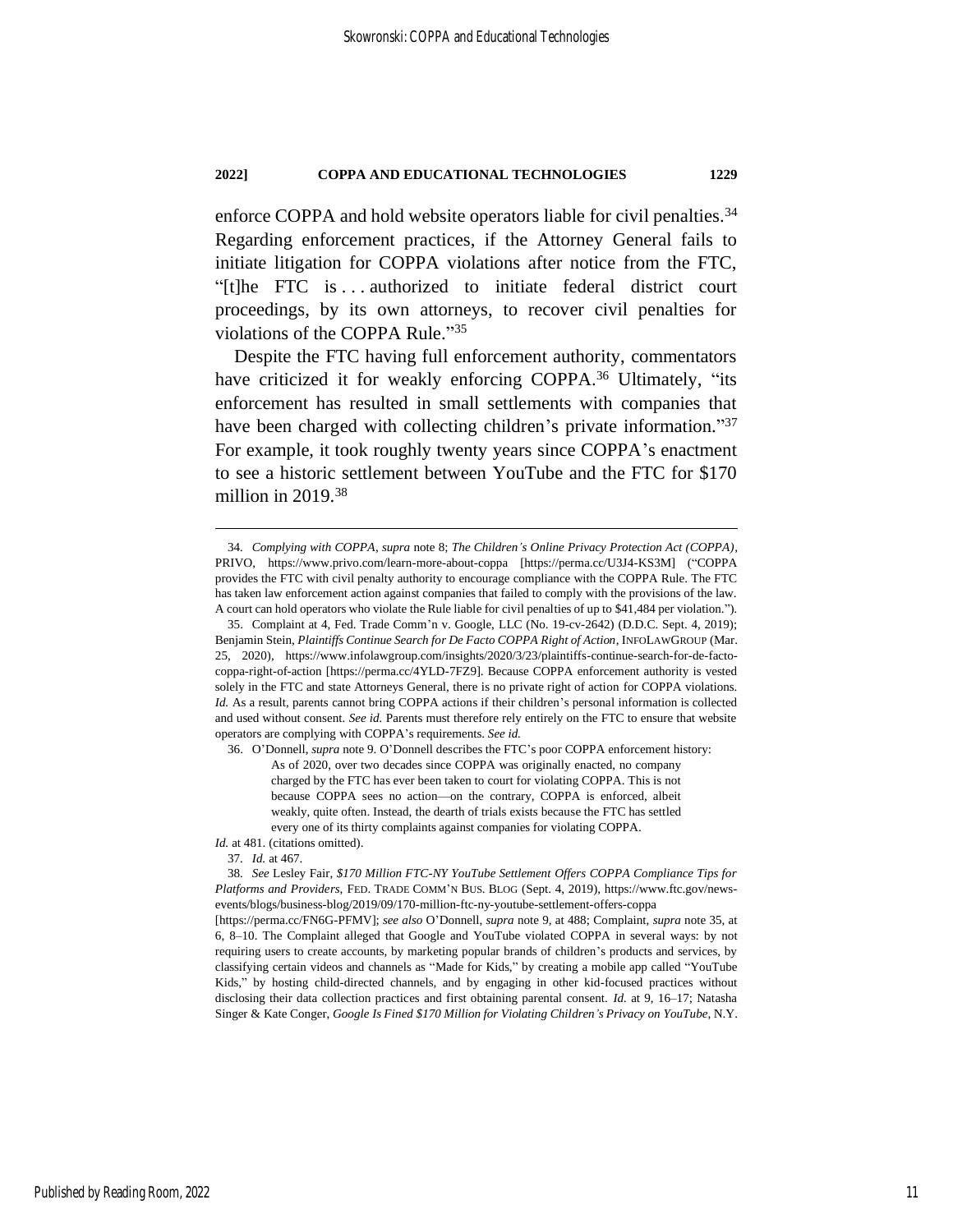enforce COPPA and hold website operators liable for civil penalties.[34] Regarding enforcement practices, if the Attorney General fails to initiate litigation for COPPA violations after notice from the FTC, "[t]he FTC is . . . authorized to initiate federal district court proceedings, by its own attorneys, to recover civil penalties for violations of the COPPA Rule."[35]

Despite the FTC having full enforcement authority, commentators have criticized it for weakly enforcing COPPA.[36] Ultimately, "its enforcement has resulted in small settlements with companies that have been charged with collecting children's private information."[37] For example, it took roughly twenty years since COPPA's enactment to see a historic settlement between YouTube and the FTC for $170 million in 2019.[38]

---

34. *Complying with COPPA*, *supra* note 8; *The Children's Online Privacy Protection Act (COPPA)*, PRIVO, https://www.privo.com/learn-more-about-coppa [https://perma.cc/U3J4-KS3M] ("COPPA provides the FTC with civil penalty authority to encourage compliance with the COPPA Rule. The FTC has taken law enforcement action against companies that failed to comply with the provisions of the law. A court can hold operators who violate the Rule liable for civil penalties of up to $41,484 per violation.").

35. Complaint at 4, Fed. Trade Comm'n v. Google, LLC (No. 19-cv-2642) (D.D.C. Sept. 4, 2019); Benjamin Stein, *Plaintiffs Continue Search for De Facto COPPA Right of Action*, INFOLAWGROUP (Mar. 25, 2020), https://www.infolawgroup.com/insights/2020/3/23/plaintiffs-continue-search-for-de-facto-coppa-right-of-action [https://perma.cc/4YLD-7FZ9]. Because COPPA enforcement authority is vested solely in the FTC and state Attorneys General, there is no private right of action for COPPA violations. *Id.* As a result, parents cannot bring COPPA actions if their children's personal information is collected and used without consent. *See id.* Parents must therefore rely entirely on the FTC to ensure that website operators are complying with COPPA's requirements. *See id.*

36. O'Donnell, *supra* note 9. O'Donnell describes the FTC's poor COPPA enforcement history:

> As of 2020, over two decades since COPPA was originally enacted, no company charged by the FTC has ever been taken to court for violating COPPA. This is not because COPPA sees no action—on the contrary, COPPA is enforced, albeit weakly, quite often. Instead, the dearth of trials exists because the FTC has settled every one of its thirty complaints against companies for violating COPPA.

*Id.* at 481. (citations omitted).

37. *Id.* at 467.

38. *See* Lesley Fair, *$170 Million FTC-NY YouTube Settlement Offers COPPA Compliance Tips for Platforms and Providers*, FED. TRADE COMM'N BUS. BLOG (Sept. 4, 2019), https://www.ftc.gov/news-events/blogs/business-blog/2019/09/170-million-ftc-ny-youtube-settlement-offers-coppa [https://perma.cc/FN6G-PFMV]; *see also* O'Donnell, *supra* note 9, at 488; Complaint, *supra* note 35, at 6, 8–10. The Complaint alleged that Google and YouTube violated COPPA in several ways: by not requiring users to create accounts, by marketing popular brands of children's products and services, by classifying certain videos and channels as "Made for Kids," by creating a mobile app called "YouTube Kids," by hosting child-directed channels, and by engaging in other kid-focused practices without disclosing their data collection practices and first obtaining parental consent. *Id.* at 9, 16–17; Natasha Singer & Kate Conger, *Google Is Fined $170 Million for Violating Children's Privacy on YouTube*, N.Y.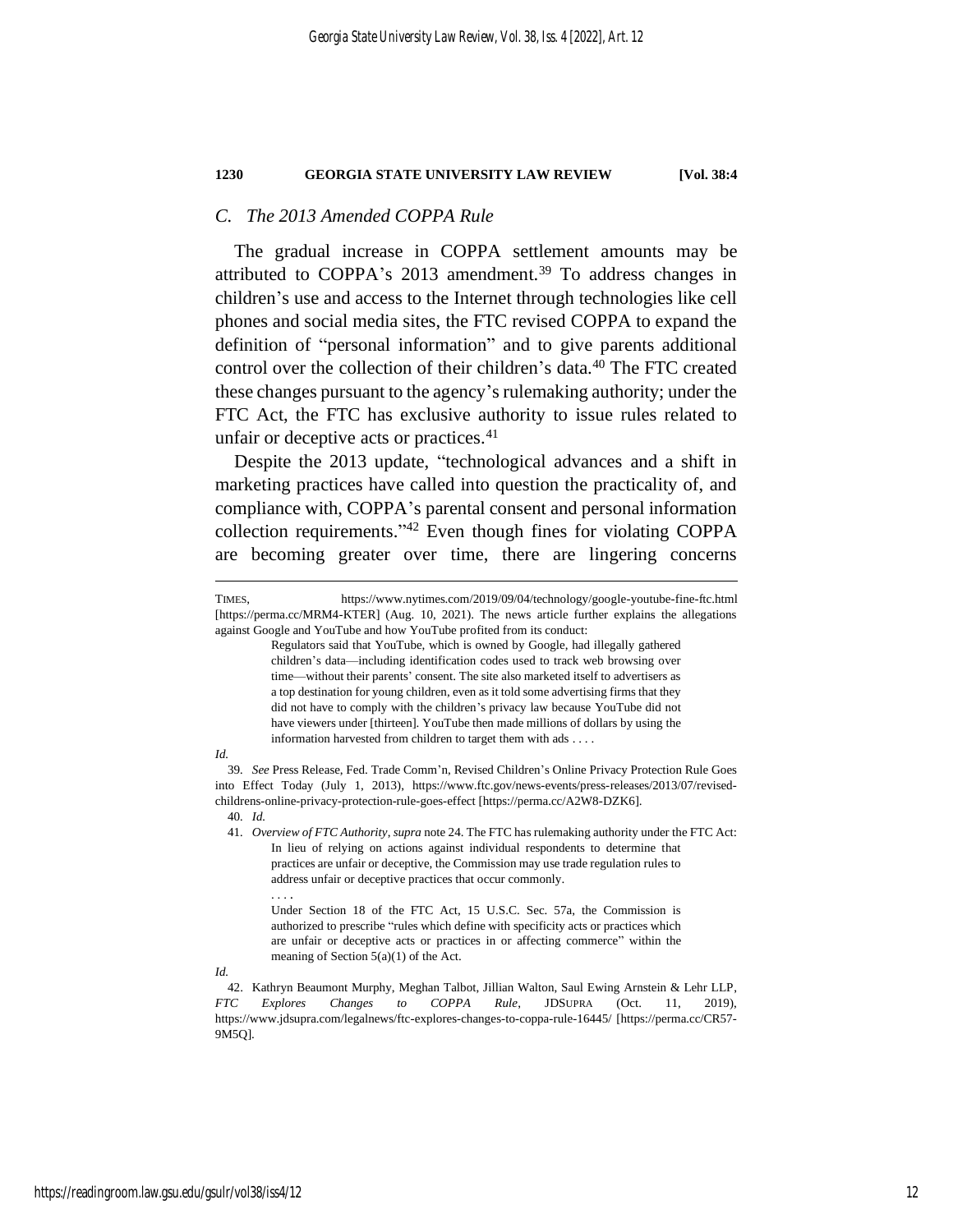### C. The 2013 Amended COPPA Rule

The gradual increase in COPPA settlement amounts may be attributed to COPPA's 2013 amendment.[39] To address changes in children's use and access to the Internet through technologies like cell phones and social media sites, the FTC revised COPPA to expand the definition of "personal information" and to give parents additional control over the collection of their children's data.[40] The FTC created these changes pursuant to the agency's rulemaking authority; under the FTC Act, the FTC has exclusive authority to issue rules related to unfair or deceptive acts or practices.[41]

Despite the 2013 update, "technological advances and a shift in marketing practices have called into question the practicality of, and compliance with, COPPA's parental consent and personal information collection requirements."[42] Even though fines for violating COPPA are becoming greater over time, there are lingering concerns

---

TIMES, https://www.nytimes.com/2019/09/04/technology/google-youtube-fine-ftc.html [https://perma.cc/MRM4-KTER] (Aug. 10, 2021). The news article further explains the allegations against Google and YouTube and how YouTube profited from its conduct:

> Regulators said that YouTube, which is owned by Google, had illegally gathered children's data—including identification codes used to track web browsing over time—without their parents' consent. The site also marketed itself to advertisers as a top destination for young children, even as it told some advertising firms that they did not have to comply with the children's privacy law because YouTube did not have viewers under [thirteen]. YouTube then made millions of dollars by using the information harvested from children to target them with ads . . . .

*Id.*

39. *See* Press Release, Fed. Trade Comm'n, Revised Children's Online Privacy Protection Rule Goes into Effect Today (July 1, 2013), https://www.ftc.gov/news-events/press-releases/2013/07/revised-childrens-online-privacy-protection-rule-goes-effect [https://perma.cc/A2W8-DZK6].

40. *Id.*

41. *Overview of FTC Authority*, *supra* note 24. The FTC has rulemaking authority under the FTC Act:

> In lieu of relying on actions against individual respondents to determine that practices are unfair or deceptive, the Commission may use trade regulation rules to address unfair or deceptive practices that occur commonly.
>
> . . . .
>
> Under Section 18 of the FTC Act, 15 U.S.C. Sec. 57a, the Commission is authorized to prescribe "rules which define with specificity acts or practices which are unfair or deceptive acts or practices in or affecting commerce" within the meaning of Section 5(a)(1) of the Act.

*Id.*

42. Kathryn Beaumont Murphy, Meghan Talbot, Jillian Walton, Saul Ewing Arnstein & Lehr LLP, *FTC Explores Changes to COPPA Rule*, JDSUPRA (Oct. 11, 2019), https://www.jdsupra.com/legalnews/ftc-explores-changes-to-coppa-rule-16445/ [https://perma.cc/CR57-9M5Q].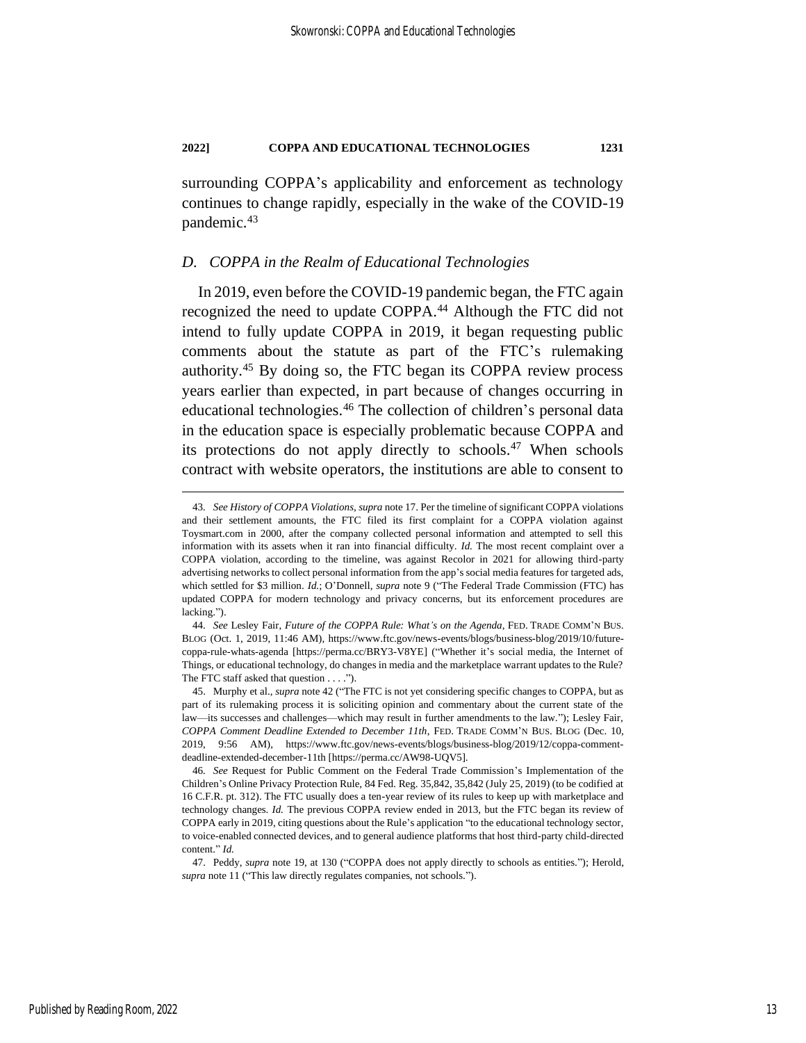surrounding COPPA's applicability and enforcement as technology continues to change rapidly, especially in the wake of the COVID-19 pandemic.[43]

### *D. COPPA in the Realm of Educational Technologies*

In 2019, even before the COVID-19 pandemic began, the FTC again recognized the need to update COPPA.[44] Although the FTC did not intend to fully update COPPA in 2019, it began requesting public comments about the statute as part of the FTC's rulemaking authority.[45] By doing so, the FTC began its COPPA review process years earlier than expected, in part because of changes occurring in educational technologies.[46] The collection of children's personal data in the education space is especially problematic because COPPA and its protections do not apply directly to schools.[47] When schools contract with website operators, the institutions are able to consent to

---

43. *See History of COPPA Violations*, *supra* note 17. Per the timeline of significant COPPA violations and their settlement amounts, the FTC filed its first complaint for a COPPA violation against Toysmart.com in 2000, after the company collected personal information and attempted to sell this information with its assets when it ran into financial difficulty. *Id.* The most recent complaint over a COPPA violation, according to the timeline, was against Recolor in 2021 for allowing third-party advertising networks to collect personal information from the app's social media features for targeted ads, which settled for $3 million. *Id.*; O'Donnell, *supra* note 9 ("The Federal Trade Commission (FTC) has updated COPPA for modern technology and privacy concerns, but its enforcement procedures are lacking.").

44. *See* Lesley Fair, *Future of the COPPA Rule: What's on the Agenda*, FED. TRADE COMM'N BUS. BLOG (Oct. 1, 2019, 11:46 AM), https://www.ftc.gov/news-events/blogs/business-blog/2019/10/future-coppa-rule-whats-agenda [https://perma.cc/BRY3-V8YE] ("Whether it's social media, the Internet of Things, or educational technology, do changes in media and the marketplace warrant updates to the Rule? The FTC staff asked that question . . . .").

45. Murphy et al., *supra* note 42 ("The FTC is not yet considering specific changes to COPPA, but as part of its rulemaking process it is soliciting opinion and commentary about the current state of the law—its successes and challenges—which may result in further amendments to the law."); Lesley Fair, *COPPA Comment Deadline Extended to December 11th*, FED. TRADE COMM'N BUS. BLOG (Dec. 10, 2019, 9:56 AM), https://www.ftc.gov/news-events/blogs/business-blog/2019/12/coppa-comment-deadline-extended-december-11th [https://perma.cc/AW98-UQV5].

46. *See* Request for Public Comment on the Federal Trade Commission's Implementation of the Children's Online Privacy Protection Rule, 84 Fed. Reg. 35,842, 35,842 (July 25, 2019) (to be codified at 16 C.F.R. pt. 312). The FTC usually does a ten-year review of its rules to keep up with marketplace and technology changes. *Id.* The previous COPPA review ended in 2013, but the FTC began its review of COPPA early in 2019, citing questions about the Rule's application "to the educational technology sector, to voice-enabled connected devices, and to general audience platforms that host third-party child-directed content." *Id.*

47. Peddy, *supra* note 19, at 130 ("COPPA does not apply directly to schools as entities."); Herold, *supra* note 11 ("This law directly regulates companies, not schools.").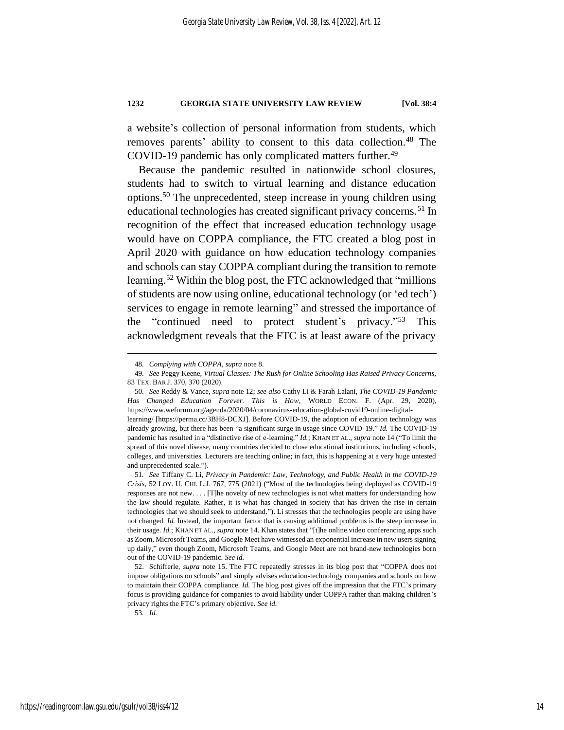a website's collection of personal information from students, which removes parents' ability to consent to this data collection.[48] The COVID-19 pandemic has only complicated matters further.[49]

Because the pandemic resulted in nationwide school closures, students had to switch to virtual learning and distance education options.[50] The unprecedented, steep increase in young children using educational technologies has created significant privacy concerns.[51] In recognition of the effect that increased education technology usage would have on COPPA compliance, the FTC created a blog post in April 2020 with guidance on how education technology companies and schools can stay COPPA compliant during the transition to remote learning.[52] Within the blog post, the FTC acknowledged that "millions of students are now using online, educational technology (or 'ed tech') services to engage in remote learning" and stressed the importance of the "continued need to protect student's privacy."[53] This acknowledgment reveals that the FTC is at least aware of the privacy

---

48. *Complying with COPPA*, *supra* note 8.

49. *See* Peggy Keene, *Virtual Classes: The Rush for Online Schooling Has Raised Privacy Concerns*, 83 TEX. BAR J. 370, 370 (2020).

50. *See* Reddy & Vance, *supra* note 12; *see also* Cathy Li & Farah Lalani, *The COVID-19 Pandemic Has Changed Education Forever. This is How*, WORLD ECON. F. (Apr. 29, 2020), https://www.weforum.org/agenda/2020/04/coronavirus-education-global-covid19-online-digital-learning/ [https://perma.cc/3BH8-DCXJ]. Before COVID-19, the adoption of education technology was already growing, but there has been "a significant surge in usage since COVID-19." *Id.* The COVID-19 pandemic has resulted in a "distinctive rise of e-learning." *Id.*; KHAN ET AL., *supra* note 14 ("To limit the spread of this novel disease, many countries decided to close educational institutions, including schools, colleges, and universities. Lecturers are teaching online; in fact, this is happening at a very huge untested and unprecedented scale.").

51. *See* Tiffany C. Li, *Privacy in Pandemic: Law, Technology, and Public Health in the COVID-19 Crisis*, 52 LOY. U. CHI. L.J. 767, 775 (2021) ("Most of the technologies being deployed as COVID-19 responses are not new. . . . [T]he novelty of new technologies is not what matters for understanding how the law should regulate. Rather, it is what has changed in society that has driven the rise in certain technologies that we should seek to understand."). Li stresses that the technologies people are using have not changed. *Id.* Instead, the important factor that is causing additional problems is the steep increase in their usage. *Id.*; KHAN ET AL., *supra* note 14. Khan states that "[t]he online video conferencing apps such as Zoom, Microsoft Teams, and Google Meet have witnessed an exponential increase in new users signing up daily," even though Zoom, Microsoft Teams, and Google Meet are not brand-new technologies born out of the COVID-19 pandemic. *See id.*

52. Schifferle, *supra* note 15. The FTC repeatedly stresses in its blog post that "COPPA does not impose obligations on schools" and simply advises education-technology companies and schools on how to maintain their COPPA compliance. *Id.* The blog post gives off the impression that the FTC's primary focus is providing guidance for companies to avoid liability under COPPA rather than making children's privacy rights the FTC's primary objective. *See id.*

53. *Id.*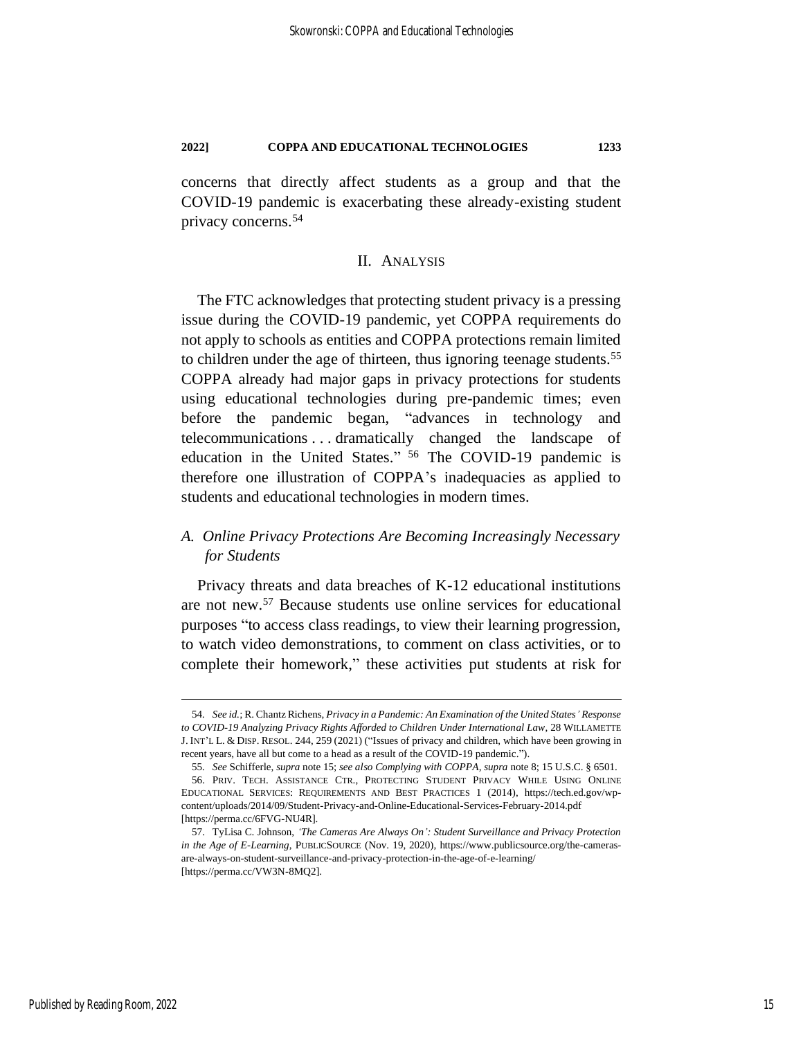concerns that directly affect students as a group and that the COVID-19 pandemic is exacerbating these already-existing student privacy concerns.[54]

## II. ANALYSIS

The FTC acknowledges that protecting student privacy is a pressing issue during the COVID-19 pandemic, yet COPPA requirements do not apply to schools as entities and COPPA protections remain limited to children under the age of thirteen, thus ignoring teenage students.[55] COPPA already had major gaps in privacy protections for students using educational technologies during pre-pandemic times; even before the pandemic began, "advances in technology and telecommunications . . . dramatically changed the landscape of education in the United States." [56] The COVID-19 pandemic is therefore one illustration of COPPA's inadequacies as applied to students and educational technologies in modern times.

### *A. Online Privacy Protections Are Becoming Increasingly Necessary for Students*

Privacy threats and data breaches of K-12 educational institutions are not new.[57] Because students use online services for educational purposes "to access class readings, to view their learning progression, to watch video demonstrations, to comment on class activities, or to complete their homework," these activities put students at risk for

---

54. *See id.*; R. Chantz Richens, *Privacy in a Pandemic: An Examination of the United States' Response to COVID-19 Analyzing Privacy Rights Afforded to Children Under International Law*, 28 WILLAMETTE J. INT'L L. & DISP. RESOL. 244, 259 (2021) ("Issues of privacy and children, which have been growing in recent years, have all but come to a head as a result of the COVID-19 pandemic.").

55. *See* Schifferle, *supra* note 15; *see also Complying with COPPA*, *supra* note 8; 15 U.S.C. § 6501.

56. PRIV. TECH. ASSISTANCE CTR., PROTECTING STUDENT PRIVACY WHILE USING ONLINE EDUCATIONAL SERVICES: REQUIREMENTS AND BEST PRACTICES 1 (2014), https://tech.ed.gov/wp-content/uploads/2014/09/Student-Privacy-and-Online-Educational-Services-February-2014.pdf [https://perma.cc/6FVG-NU4R].

57. TyLisa C. Johnson, *'The Cameras Are Always On': Student Surveillance and Privacy Protection in the Age of E-Learning*, PUBLICSOURCE (Nov. 19, 2020), https://www.publicsource.org/the-cameras-are-always-on-student-surveillance-and-privacy-protection-in-the-age-of-e-learning/ [https://perma.cc/VW3N-8MQ2].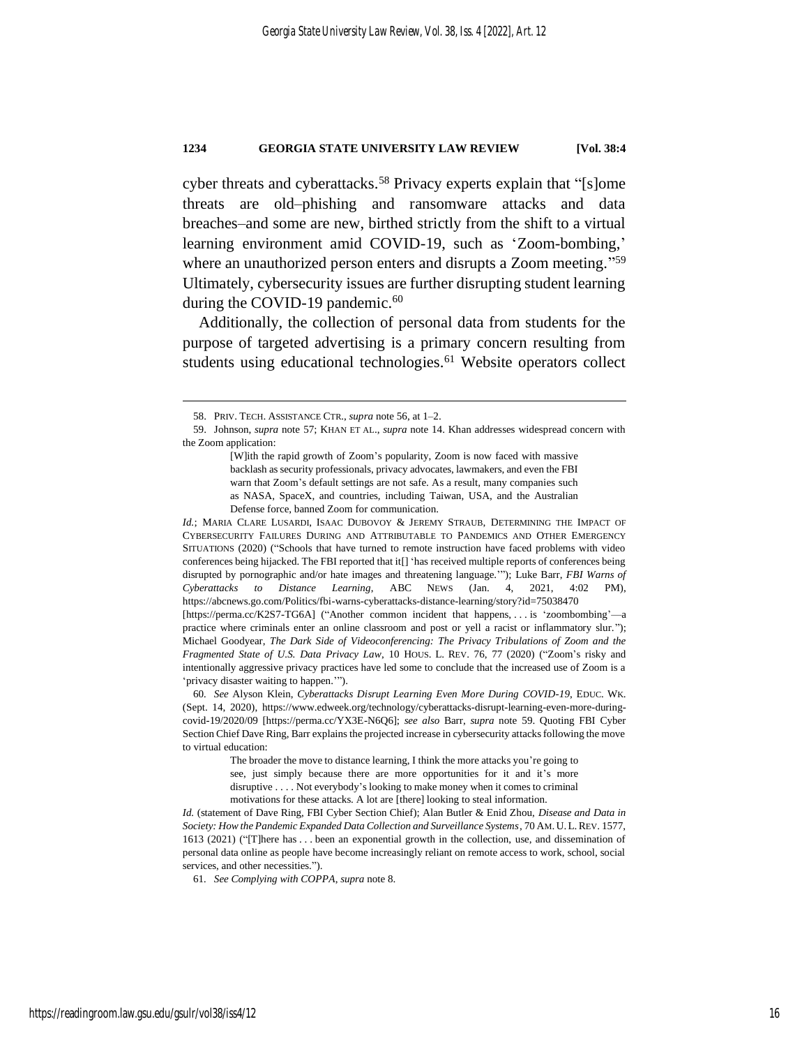cyber threats and cyberattacks.[58] Privacy experts explain that "[s]ome threats are old–phishing and ransomware attacks and data breaches–and some are new, birthed strictly from the shift to a virtual learning environment amid COVID-19, such as 'Zoom-bombing,' where an unauthorized person enters and disrupts a Zoom meeting."[59] Ultimately, cybersecurity issues are further disrupting student learning during the COVID-19 pandemic.[60]

Additionally, the collection of personal data from students for the purpose of targeted advertising is a primary concern resulting from students using educational technologies.[61] Website operators collect

---

58. PRIV. TECH. ASSISTANCE CTR., *supra* note 56, at 1–2.

59. Johnson, *supra* note 57; KHAN ET AL., *supra* note 14. Khan addresses widespread concern with the Zoom application:

> [W]ith the rapid growth of Zoom's popularity, Zoom is now faced with massive backlash as security professionals, privacy advocates, lawmakers, and even the FBI warn that Zoom's default settings are not safe. As a result, many companies such as NASA, SpaceX, and countries, including Taiwan, USA, and the Australian Defense force, banned Zoom for communication.

*Id.*; MARIA CLARE LUSARDI, ISAAC DUBOVOY & JEREMY STRAUB, DETERMINING THE IMPACT OF CYBERSECURITY FAILURES DURING AND ATTRIBUTABLE TO PANDEMICS AND OTHER EMERGENCY SITUATIONS (2020) ("Schools that have turned to remote instruction have faced problems with video conferences being hijacked. The FBI reported that it[] 'has received multiple reports of conferences being disrupted by pornographic and/or hate images and threatening language.'"); Luke Barr, *FBI Warns of Cyberattacks to Distance Learning*, ABC NEWS (Jan. 4, 2021, 4:02 PM), https://abcnews.go.com/Politics/fbi-warns-cyberattacks-distance-learning/story?id=75038470 [https://perma.cc/K2S7-TG6A] ("Another common incident that happens, . . . is 'zoombombing'—a practice where criminals enter an online classroom and post or yell a racist or inflammatory slur."); Michael Goodyear, *The Dark Side of Videoconferencing: The Privacy Tribulations of Zoom and the Fragmented State of U.S. Data Privacy Law*, 10 HOUS. L. REV. 76, 77 (2020) ("Zoom's risky and intentionally aggressive privacy practices have led some to conclude that the increased use of Zoom is a 'privacy disaster waiting to happen.'").

60. *See* Alyson Klein, *Cyberattacks Disrupt Learning Even More During COVID-19*, EDUC. WK. (Sept. 14, 2020), https://www.edweek.org/technology/cyberattacks-disrupt-learning-even-more-during-covid-19/2020/09 [https://perma.cc/YX3E-N6Q6]; *see also* Barr, *supra* note 59. Quoting FBI Cyber Section Chief Dave Ring, Barr explains the projected increase in cybersecurity attacks following the move to virtual education:

> The broader the move to distance learning, I think the more attacks you're going to see, just simply because there are more opportunities for it and it's more disruptive . . . . Not everybody's looking to make money when it comes to criminal motivations for these attacks. A lot are [there] looking to steal information.

*Id.* (statement of Dave Ring, FBI Cyber Section Chief); Alan Butler & Enid Zhou, *Disease and Data in Society: How the Pandemic Expanded Data Collection and Surveillance Systems*, 70 AM. U. L. REV. 1577, 1613 (2021) ("[T]here has . . . been an exponential growth in the collection, use, and dissemination of personal data online as people have become increasingly reliant on remote access to work, school, social services, and other necessities.").

61. *See Complying with COPPA*, *supra* note 8.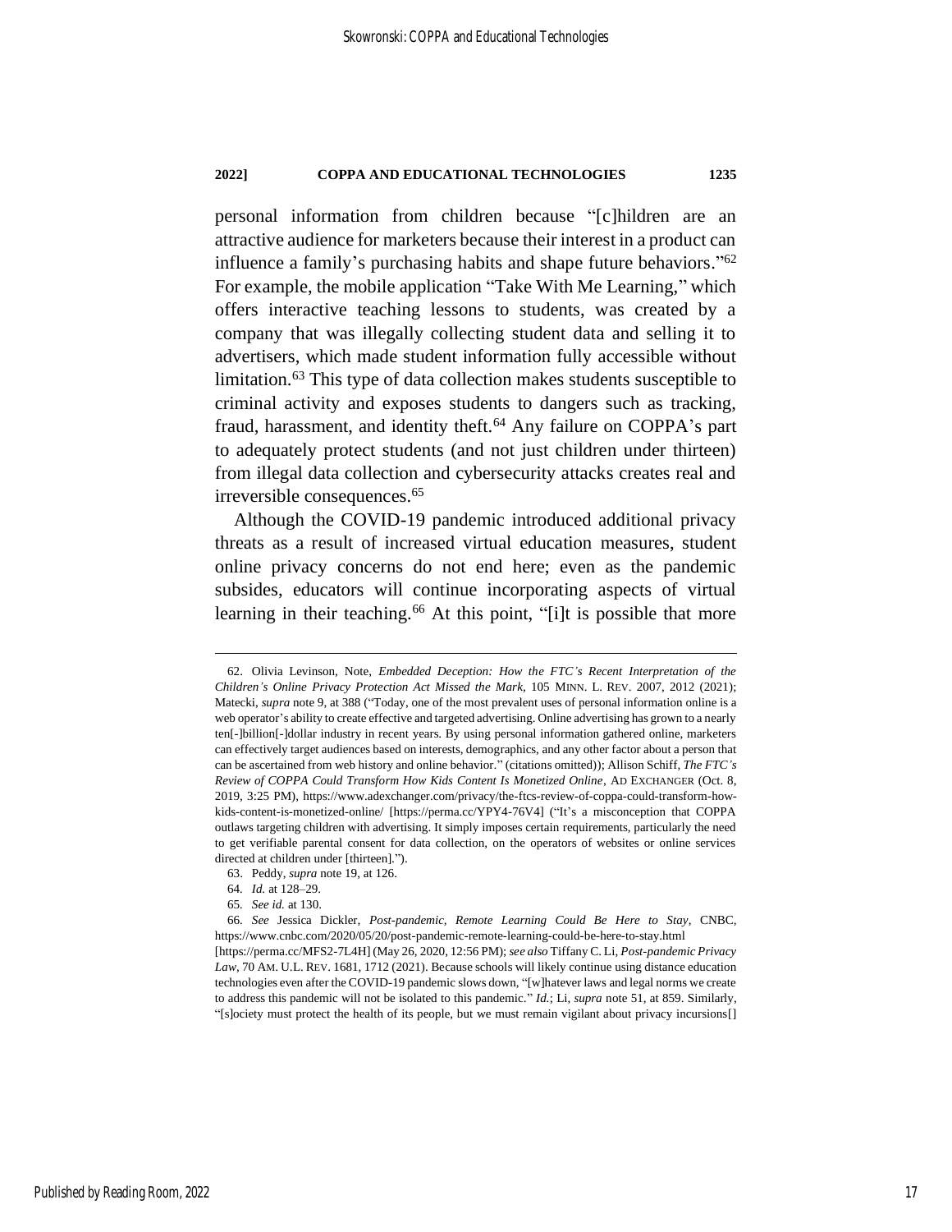personal information from children because "[c]hildren are an attractive audience for marketers because their interest in a product can influence a family's purchasing habits and shape future behaviors."[62] For example, the mobile application "Take With Me Learning," which offers interactive teaching lessons to students, was created by a company that was illegally collecting student data and selling it to advertisers, which made student information fully accessible without limitation.[63] This type of data collection makes students susceptible to criminal activity and exposes students to dangers such as tracking, fraud, harassment, and identity theft.[64] Any failure on COPPA's part to adequately protect students (and not just children under thirteen) from illegal data collection and cybersecurity attacks creates real and irreversible consequences.[65]

Although the COVID-19 pandemic introduced additional privacy threats as a result of increased virtual education measures, student online privacy concerns do not end here; even as the pandemic subsides, educators will continue incorporating aspects of virtual learning in their teaching.[66] At this point, "[i]t is possible that more

---

62. Olivia Levinson, Note, *Embedded Deception: How the FTC's Recent Interpretation of the Children's Online Privacy Protection Act Missed the Mark*, 105 MINN. L. REV. 2007, 2012 (2021); Matecki, *supra* note 9, at 388 ("Today, one of the most prevalent uses of personal information online is a web operator's ability to create effective and targeted advertising. Online advertising has grown to a nearly ten[-]billion[-]dollar industry in recent years. By using personal information gathered online, marketers can effectively target audiences based on interests, demographics, and any other factor about a person that can be ascertained from web history and online behavior." (citations omitted)); Allison Schiff, *The FTC's Review of COPPA Could Transform How Kids Content Is Monetized Online*, AD EXCHANGER (Oct. 8, 2019, 3:25 PM), https://www.adexchanger.com/privacy/the-ftcs-review-of-coppa-could-transform-how-kids-content-is-monetized-online/ [https://perma.cc/YPY4-76V4] ("It's a misconception that COPPA outlaws targeting children with advertising. It simply imposes certain requirements, particularly the need to get verifiable parental consent for data collection, on the operators of websites or online services directed at children under [thirteen].").

63. Peddy, *supra* note 19, at 126.

64. *Id.* at 128–29.

65. *See id.* at 130.

66. *See* Jessica Dickler, *Post-pandemic, Remote Learning Could Be Here to Stay*, CNBC, https://www.cnbc.com/2020/05/20/post-pandemic-remote-learning-could-be-here-to-stay.html [https://perma.cc/MFS2-7L4H] (May 26, 2020, 12:56 PM); *see also* Tiffany C. Li, *Post-pandemic Privacy Law*, 70 AM. U.L. REV. 1681, 1712 (2021). Because schools will likely continue using distance education technologies even after the COVID-19 pandemic slows down, "[w]hatever laws and legal norms we create to address this pandemic will not be isolated to this pandemic." *Id.*; Li, *supra* note 51, at 859. Similarly, "[s]ociety must protect the health of its people, but we must remain vigilant about privacy incursions[]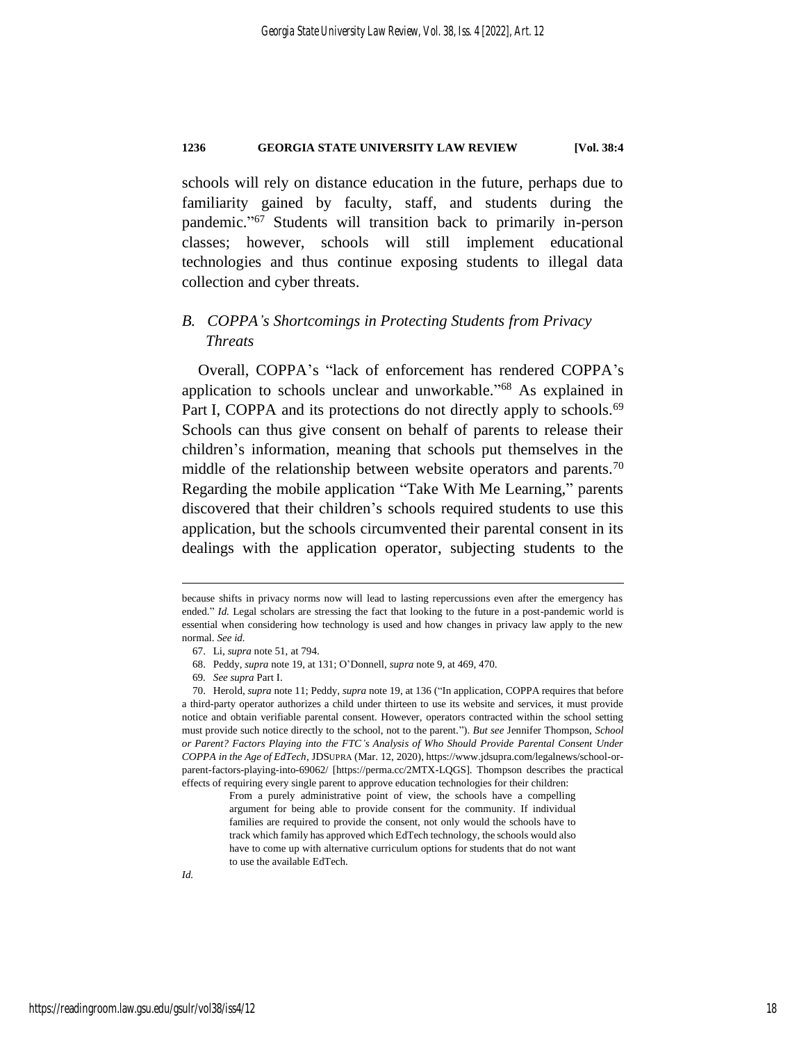schools will rely on distance education in the future, perhaps due to familiarity gained by faculty, staff, and students during the pandemic."[67] Students will transition back to primarily in-person classes; however, schools will still implement educational technologies and thus continue exposing students to illegal data collection and cyber threats.

### *B. COPPA's Shortcomings in Protecting Students from Privacy Threats*

Overall, COPPA's "lack of enforcement has rendered COPPA's application to schools unclear and unworkable."[68] As explained in Part I, COPPA and its protections do not directly apply to schools.[69] Schools can thus give consent on behalf of parents to release their children's information, meaning that schools put themselves in the middle of the relationship between website operators and parents.[70] Regarding the mobile application "Take With Me Learning," parents discovered that their children's schools required students to use this application, but the schools circumvented their parental consent in its dealings with the application operator, subjecting students to the

---

because shifts in privacy norms now will lead to lasting repercussions even after the emergency has ended." *Id.* Legal scholars are stressing the fact that looking to the future in a post-pandemic world is essential when considering how technology is used and how changes in privacy law apply to the new normal. *See id.*

67. Li, *supra* note 51, at 794.

68. Peddy, *supra* note 19, at 131; O'Donnell, *supra* note 9, at 469, 470.

69. *See supra* Part I.

70. Herold, *supra* note 11; Peddy, *supra* note 19, at 136 ("In application, COPPA requires that before a third-party operator authorizes a child under thirteen to use its website and services, it must provide notice and obtain verifiable parental consent. However, operators contracted within the school setting must provide such notice directly to the school, not to the parent."). *But see* Jennifer Thompson, *School or Parent? Factors Playing into the FTC's Analysis of Who Should Provide Parental Consent Under COPPA in the Age of EdTech*, JDSUPRA (Mar. 12, 2020), https://www.jdsupra.com/legalnews/school-or-parent-factors-playing-into-69062/ [https://perma.cc/2MTX-LQGS]. Thompson describes the practical effects of requiring every single parent to approve education technologies for their children:

> From a purely administrative point of view, the schools have a compelling argument for being able to provide consent for the community. If individual families are required to provide the consent, not only would the schools have to track which family has approved which EdTech technology, the schools would also have to come up with alternative curriculum options for students that do not want to use the available EdTech.

*Id.*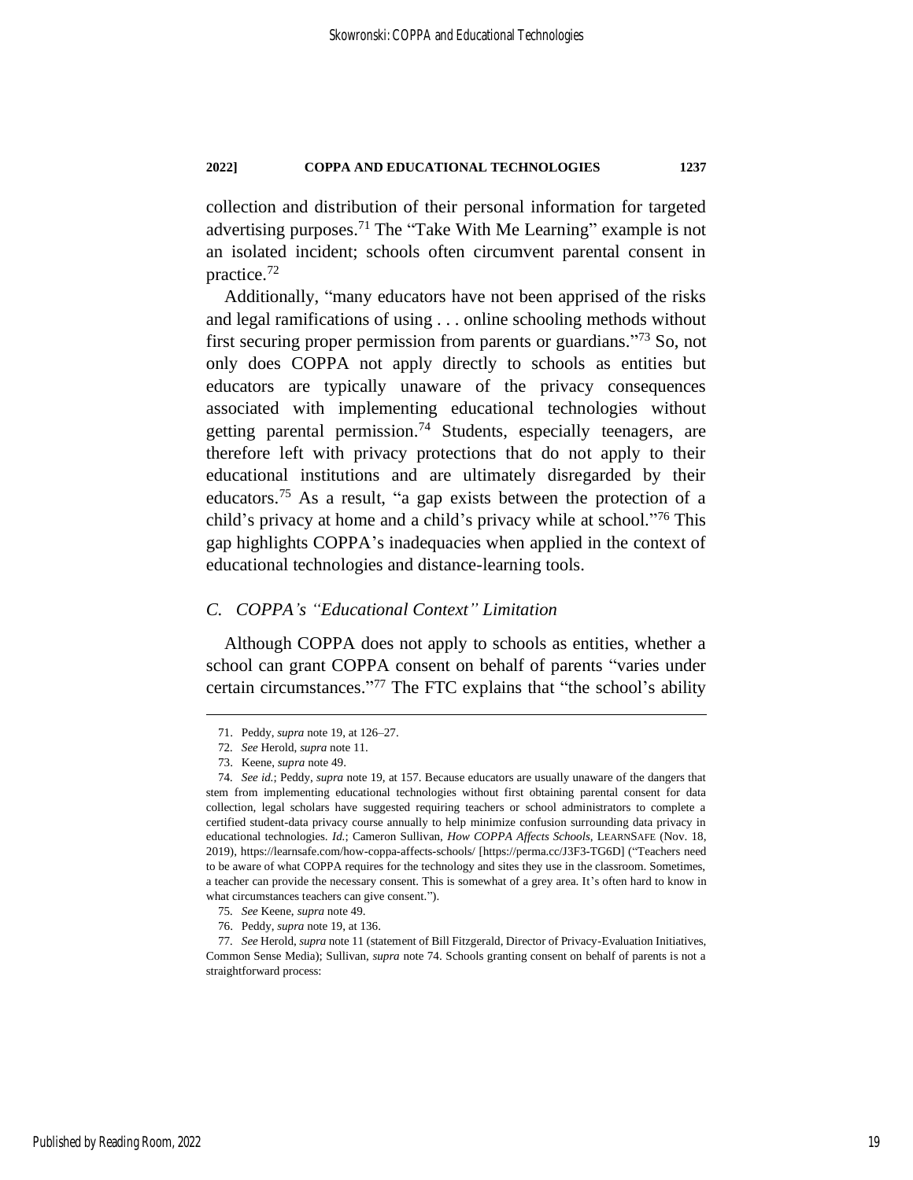collection and distribution of their personal information for targeted advertising purposes.[71] The "Take With Me Learning" example is not an isolated incident; schools often circumvent parental consent in practice.[72]

Additionally, "many educators have not been apprised of the risks and legal ramifications of using . . . online schooling methods without first securing proper permission from parents or guardians."[73] So, not only does COPPA not apply directly to schools as entities but educators are typically unaware of the privacy consequences associated with implementing educational technologies without getting parental permission.[74] Students, especially teenagers, are therefore left with privacy protections that do not apply to their educational institutions and are ultimately disregarded by their educators.[75] As a result, "a gap exists between the protection of a child's privacy at home and a child's privacy while at school."[76] This gap highlights COPPA's inadequacies when applied in the context of educational technologies and distance-learning tools.

### *C. COPPA's "Educational Context" Limitation*

Although COPPA does not apply to schools as entities, whether a school can grant COPPA consent on behalf of parents "varies under certain circumstances."[77] The FTC explains that "the school's ability

---

71. Peddy, *supra* note 19, at 126–27.

72. *See* Herold, *supra* note 11.

73. Keene, *supra* note 49.

74. *See id.*; Peddy, *supra* note 19, at 157. Because educators are usually unaware of the dangers that stem from implementing educational technologies without first obtaining parental consent for data collection, legal scholars have suggested requiring teachers or school administrators to complete a certified student-data privacy course annually to help minimize confusion surrounding data privacy in educational technologies. *Id.*; Cameron Sullivan, *How COPPA Affects Schools*, LEARNSAFE (Nov. 18, 2019), https://learnsafe.com/how-coppa-affects-schools/ [https://perma.cc/J3F3-TG6D] ("Teachers need to be aware of what COPPA requires for the technology and sites they use in the classroom. Sometimes, a teacher can provide the necessary consent. This is somewhat of a grey area. It's often hard to know in what circumstances teachers can give consent.").

75. *See* Keene, *supra* note 49.

76. Peddy, *supra* note 19, at 136.

77. *See* Herold, *supra* note 11 (statement of Bill Fitzgerald, Director of Privacy-Evaluation Initiatives, Common Sense Media); Sullivan, *supra* note 74. Schools granting consent on behalf of parents is not a straightforward process: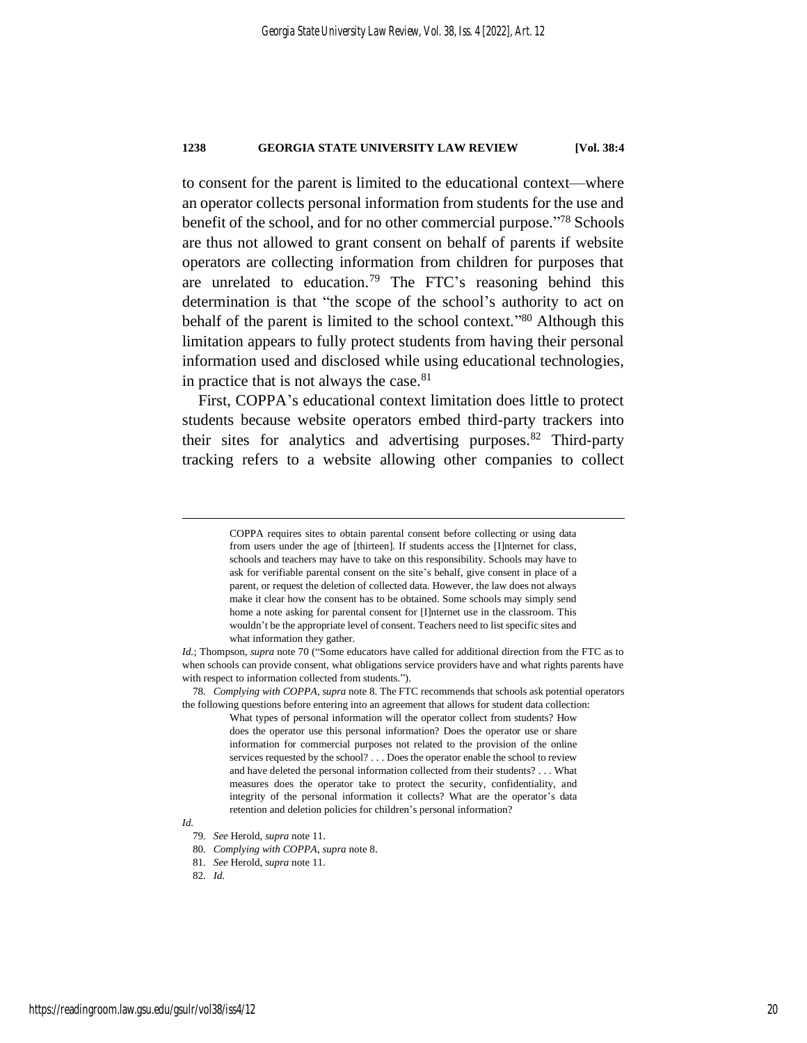to consent for the parent is limited to the educational context—where an operator collects personal information from students for the use and benefit of the school, and for no other commercial purpose."[78] Schools are thus not allowed to grant consent on behalf of parents if website operators are collecting information from children for purposes that are unrelated to education.[79] The FTC's reasoning behind this determination is that "the scope of the school's authority to act on behalf of the parent is limited to the school context."[80] Although this limitation appears to fully protect students from having their personal information used and disclosed while using educational technologies, in practice that is not always the case.[81]

First, COPPA's educational context limitation does little to protect students because website operators embed third-party trackers into their sites for analytics and advertising purposes.[82] Third-party tracking refers to a website allowing other companies to collect

---

> COPPA requires sites to obtain parental consent before collecting or using data from users under the age of [thirteen]. If students access the [I]nternet for class, schools and teachers may have to take on this responsibility. Schools may have to ask for verifiable parental consent on the site's behalf, give consent in place of a parent, or request the deletion of collected data. However, the law does not always make it clear how the consent has to be obtained. Some schools may simply send home a note asking for parental consent for [I]nternet use in the classroom. This wouldn't be the appropriate level of consent. Teachers need to list specific sites and what information they gather.

*Id.*; Thompson, *supra* note 70 ("Some educators have called for additional direction from the FTC as to when schools can provide consent, what obligations service providers have and what rights parents have with respect to information collected from students.").

78. *Complying with COPPA*, *supra* note 8. The FTC recommends that schools ask potential operators the following questions before entering into an agreement that allows for student data collection:

> What types of personal information will the operator collect from students? How does the operator use this personal information? Does the operator use or share information for commercial purposes not related to the provision of the online services requested by the school? . . . Does the operator enable the school to review and have deleted the personal information collected from their students? . . . What measures does the operator take to protect the security, confidentiality, and integrity of the personal information it collects? What are the operator's data retention and deletion policies for children's personal information?

*Id.*

79. *See* Herold, *supra* note 11.

80. *Complying with COPPA*, *supra* note 8.

81. *See* Herold, *supra* note 11.

82. *Id.*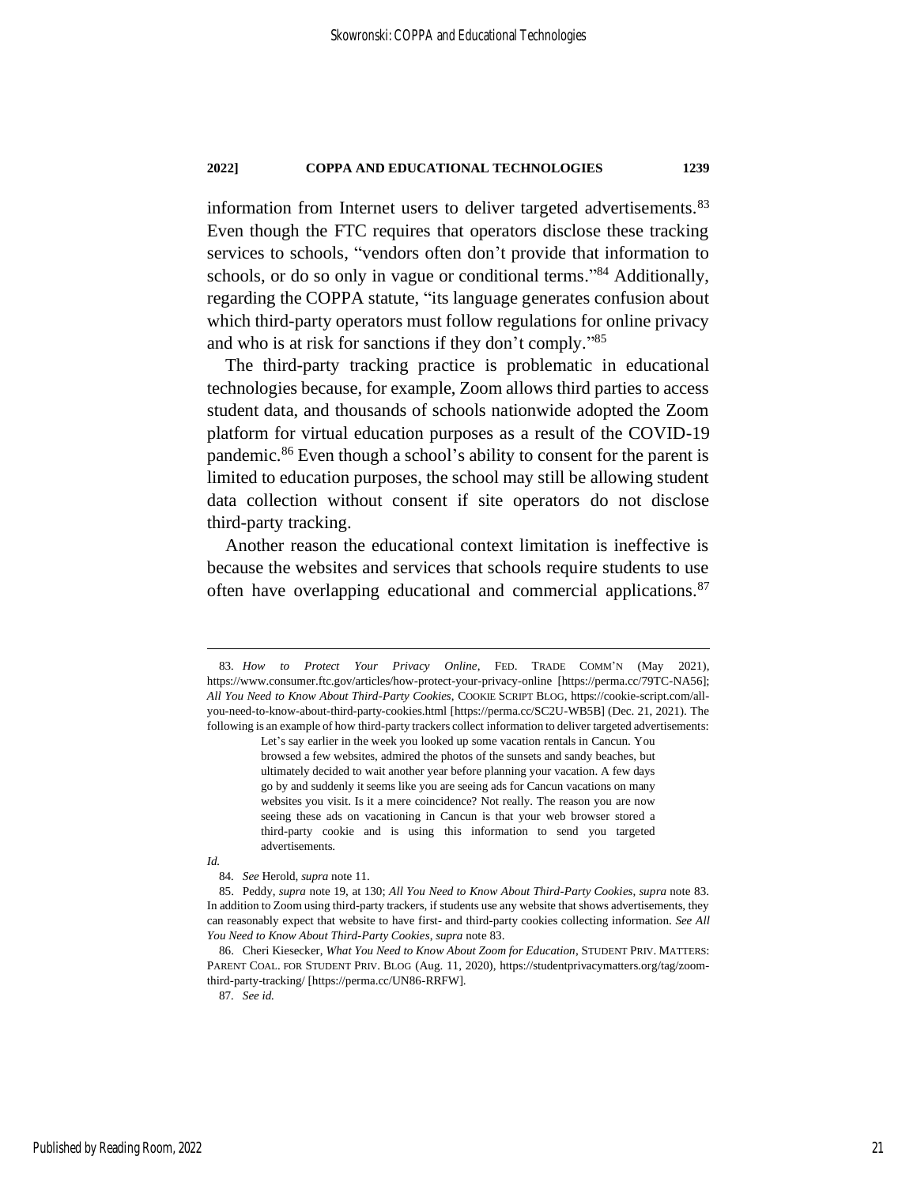information from Internet users to deliver targeted advertisements.[83] Even though the FTC requires that operators disclose these tracking services to schools, "vendors often don't provide that information to schools, or do so only in vague or conditional terms."[84] Additionally, regarding the COPPA statute, "its language generates confusion about which third-party operators must follow regulations for online privacy and who is at risk for sanctions if they don't comply."[85]

The third-party tracking practice is problematic in educational technologies because, for example, Zoom allows third parties to access student data, and thousands of schools nationwide adopted the Zoom platform for virtual education purposes as a result of the COVID-19 pandemic.[86] Even though a school's ability to consent for the parent is limited to education purposes, the school may still be allowing student data collection without consent if site operators do not disclose third-party tracking.

Another reason the educational context limitation is ineffective is because the websites and services that schools require students to use often have overlapping educational and commercial applications.[87]

---

83. *How to Protect Your Privacy Online*, FED. TRADE COMM'N (May 2021), https://www.consumer.ftc.gov/articles/how-protect-your-privacy-online [https://perma.cc/79TC-NA56]; *All You Need to Know About Third-Party Cookies*, COOKIE SCRIPT BLOG, https://cookie-script.com/all-you-need-to-know-about-third-party-cookies.html [https://perma.cc/SC2U-WB5B] (Dec. 21, 2021). The following is an example of how third-party trackers collect information to deliver targeted advertisements:

> Let's say earlier in the week you looked up some vacation rentals in Cancun. You browsed a few websites, admired the photos of the sunsets and sandy beaches, but ultimately decided to wait another year before planning your vacation. A few days go by and suddenly it seems like you are seeing ads for Cancun vacations on many websites you visit. Is it a mere coincidence? Not really. The reason you are now seeing these ads on vacationing in Cancun is that your web browser stored a third-party cookie and is using this information to send you targeted advertisements.

*Id.*

84. *See* Herold, *supra* note 11.

85. Peddy, *supra* note 19, at 130; *All You Need to Know About Third-Party Cookies*, *supra* note 83. In addition to Zoom using third-party trackers, if students use any website that shows advertisements, they can reasonably expect that website to have first- and third-party cookies collecting information. *See All You Need to Know About Third-Party Cookies*, *supra* note 83.

86. Cheri Kiesecker, *What You Need to Know About Zoom for Education*, STUDENT PRIV. MATTERS: PARENT COAL. FOR STUDENT PRIV. BLOG (Aug. 11, 2020), https://studentprivacymatters.org/tag/zoom-third-party-tracking/ [https://perma.cc/UN86-RRFW].

87. *See id.*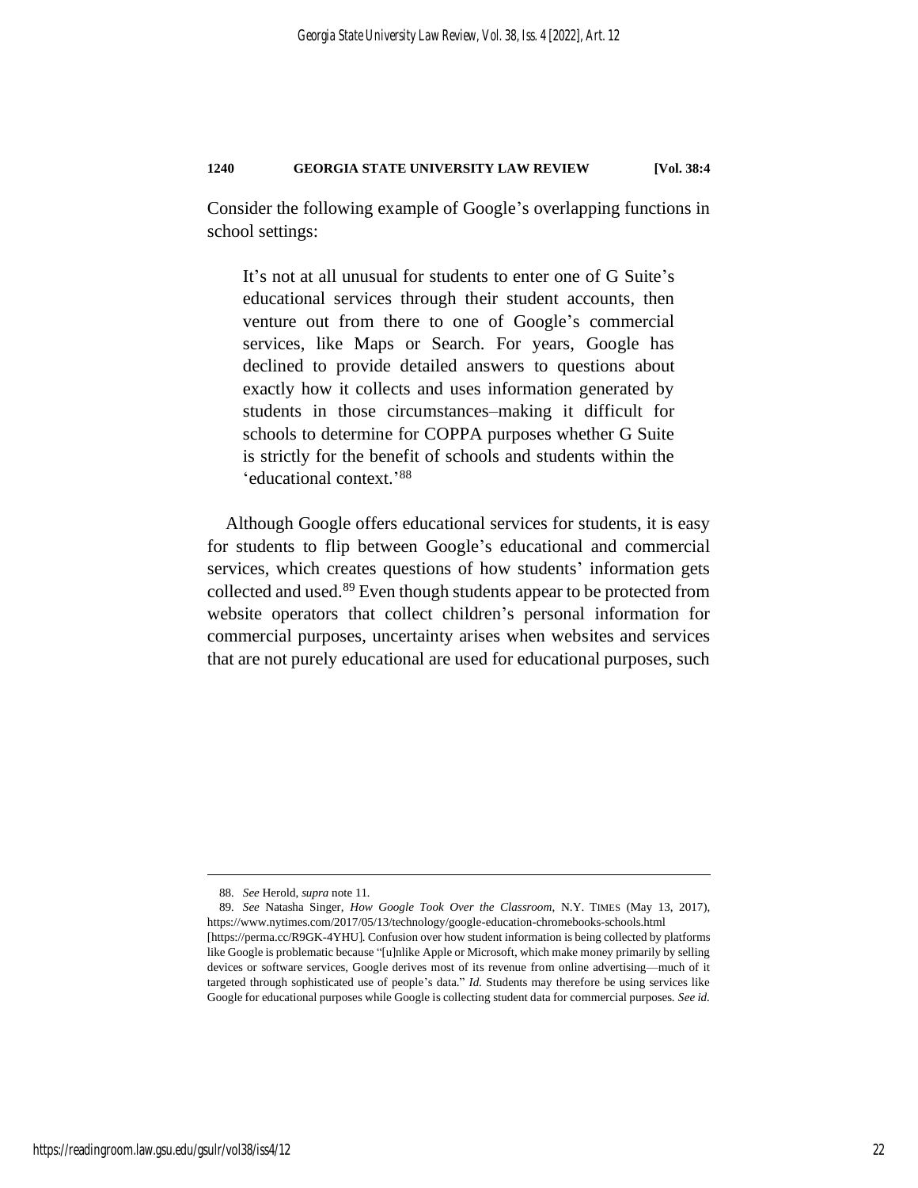Consider the following example of Google's overlapping functions in school settings:

> It's not at all unusual for students to enter one of G Suite's educational services through their student accounts, then venture out from there to one of Google's commercial services, like Maps or Search. For years, Google has declined to provide detailed answers to questions about exactly how it collects and uses information generated by students in those circumstances–making it difficult for schools to determine for COPPA purposes whether G Suite is strictly for the benefit of schools and students within the 'educational context.'[88]

Although Google offers educational services for students, it is easy for students to flip between Google's educational and commercial services, which creates questions of how students' information gets collected and used.[89] Even though students appear to be protected from website operators that collect children's personal information for commercial purposes, uncertainty arises when websites and services that are not purely educational are used for educational purposes, such

---

88. *See* Herold, *supra* note 11.

89. *See* Natasha Singer, *How Google Took Over the Classroom*, N.Y. TIMES (May 13, 2017), https://www.nytimes.com/2017/05/13/technology/google-education-chromebooks-schools.html [https://perma.cc/R9GK-4YHU]. Confusion over how student information is being collected by platforms like Google is problematic because "[u]nlike Apple or Microsoft, which make money primarily by selling devices or software services, Google derives most of its revenue from online advertising—much of it targeted through sophisticated use of people's data." *Id.* Students may therefore be using services like Google for educational purposes while Google is collecting student data for commercial purposes. *See id.*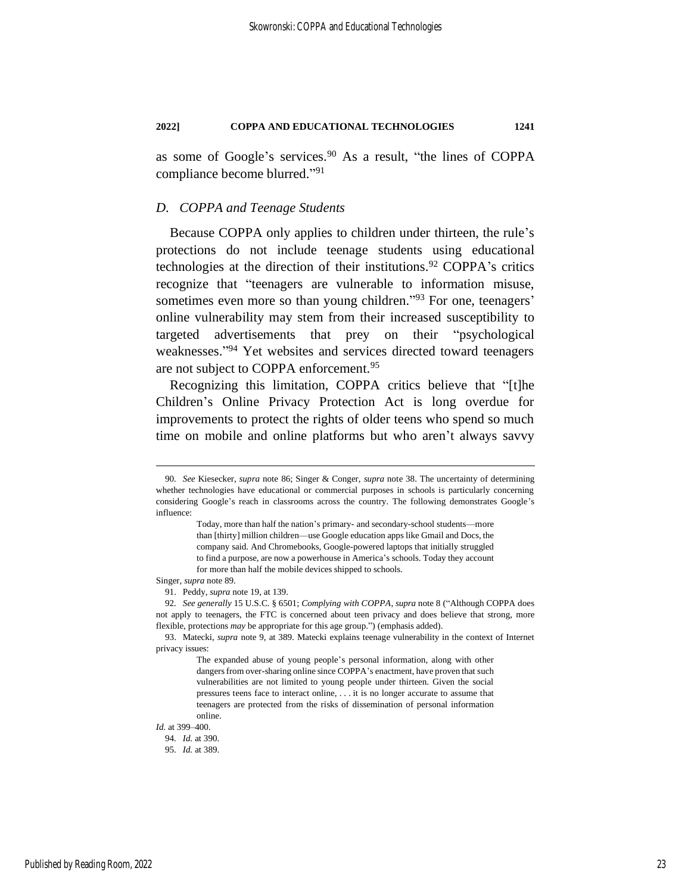as some of Google's services.[90] As a result, "the lines of COPPA compliance become blurred."[91]

### *D. COPPA and Teenage Students*

Because COPPA only applies to children under thirteen, the rule's protections do not include teenage students using educational technologies at the direction of their institutions.[92] COPPA's critics recognize that "teenagers are vulnerable to information misuse, sometimes even more so than young children."[93] For one, teenagers' online vulnerability may stem from their increased susceptibility to targeted advertisements that prey on their "psychological weaknesses."[94] Yet websites and services directed toward teenagers are not subject to COPPA enforcement.[95]

Recognizing this limitation, COPPA critics believe that "[t]he Children's Online Privacy Protection Act is long overdue for improvements to protect the rights of older teens who spend so much time on mobile and online platforms but who aren't always savvy

---

90. *See* Kiesecker, *supra* note 86; Singer & Conger, *supra* note 38. The uncertainty of determining whether technologies have educational or commercial purposes in schools is particularly concerning considering Google's reach in classrooms across the country. The following demonstrates Google's influence:

> Today, more than half the nation's primary- and secondary-school students—more than [thirty] million children—use Google education apps like Gmail and Docs, the company said. And Chromebooks, Google-powered laptops that initially struggled to find a purpose, are now a powerhouse in America's schools. Today they account for more than half the mobile devices shipped to schools.

Singer, *supra* note 89.

91. Peddy, *supra* note 19, at 139.

92. *See generally* 15 U.S.C. § 6501; *Complying with COPPA*, *supra* note 8 ("Although COPPA does not apply to teenagers, the FTC is concerned about teen privacy and does believe that strong, more flexible, protections *may* be appropriate for this age group.") (emphasis added).

93. Matecki, *supra* note 9, at 389. Matecki explains teenage vulnerability in the context of Internet privacy issues:

> The expanded abuse of young people's personal information, along with other dangers from over-sharing online since COPPA's enactment, have proven that such vulnerabilities are not limited to young people under thirteen. Given the social pressures teens face to interact online, . . . it is no longer accurate to assume that teenagers are protected from the risks of dissemination of personal information online.

*Id.* at 399–400.

94. *Id.* at 390.

95. *Id.* at 389.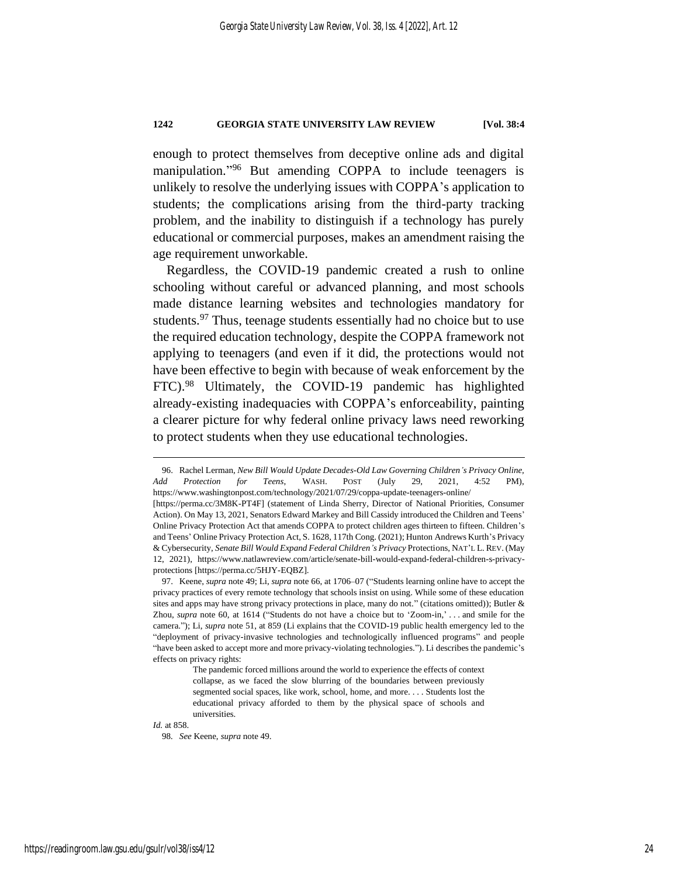enough to protect themselves from deceptive online ads and digital manipulation."[96] But amending COPPA to include teenagers is unlikely to resolve the underlying issues with COPPA's application to students; the complications arising from the third-party tracking problem, and the inability to distinguish if a technology has purely educational or commercial purposes, makes an amendment raising the age requirement unworkable.

Regardless, the COVID-19 pandemic created a rush to online schooling without careful or advanced planning, and most schools made distance learning websites and technologies mandatory for students.[97] Thus, teenage students essentially had no choice but to use the required education technology, despite the COPPA framework not applying to teenagers (and even if it did, the protections would not have been effective to begin with because of weak enforcement by the FTC).[98] Ultimately, the COVID-19 pandemic has highlighted already-existing inadequacies with COPPA's enforceability, painting a clearer picture for why federal online privacy laws need reworking to protect students when they use educational technologies.

---

96. Rachel Lerman, *New Bill Would Update Decades-Old Law Governing Children's Privacy Online, Add Protection for Teens*, WASH. POST (July 29, 2021, 4:52 PM), https://www.washingtonpost.com/technology/2021/07/29/coppa-update-teenagers-online/ [https://perma.cc/3M8K-PT4F] (statement of Linda Sherry, Director of National Priorities, Consumer Action). On May 13, 2021, Senators Edward Markey and Bill Cassidy introduced the Children and Teens' Online Privacy Protection Act that amends COPPA to protect children ages thirteen to fifteen. Children's and Teens' Online Privacy Protection Act, S. 1628, 117th Cong. (2021); Hunton Andrews Kurth's Privacy & Cybersecurity, *Senate Bill Would Expand Federal Children's Privacy* Protections, NAT'L L. REV. (May 12, 2021), https://www.natlawreview.com/article/senate-bill-would-expand-federal-children-s-privacy-protections [https://perma.cc/5HJY-EQBZ].

97. Keene, *supra* note 49; Li, *supra* note 66, at 1706–07 ("Students learning online have to accept the privacy practices of every remote technology that schools insist on using. While some of these education sites and apps may have strong privacy protections in place, many do not." (citations omitted)); Butler & Zhou, *supra* note 60, at 1614 ("Students do not have a choice but to 'Zoom-in,' . . . and smile for the camera."); Li, *supra* note 51, at 859 (Li explains that the COVID-19 public health emergency led to the "deployment of privacy-invasive technologies and technologically influenced programs" and people "have been asked to accept more and more privacy-violating technologies."). Li describes the pandemic's effects on privacy rights:

> The pandemic forced millions around the world to experience the effects of context collapse, as we faced the slow blurring of the boundaries between previously segmented social spaces, like work, school, home, and more. . . . Students lost the educational privacy afforded to them by the physical space of schools and universities.

*Id.* at 858.

98. *See* Keene, *supra* note 49.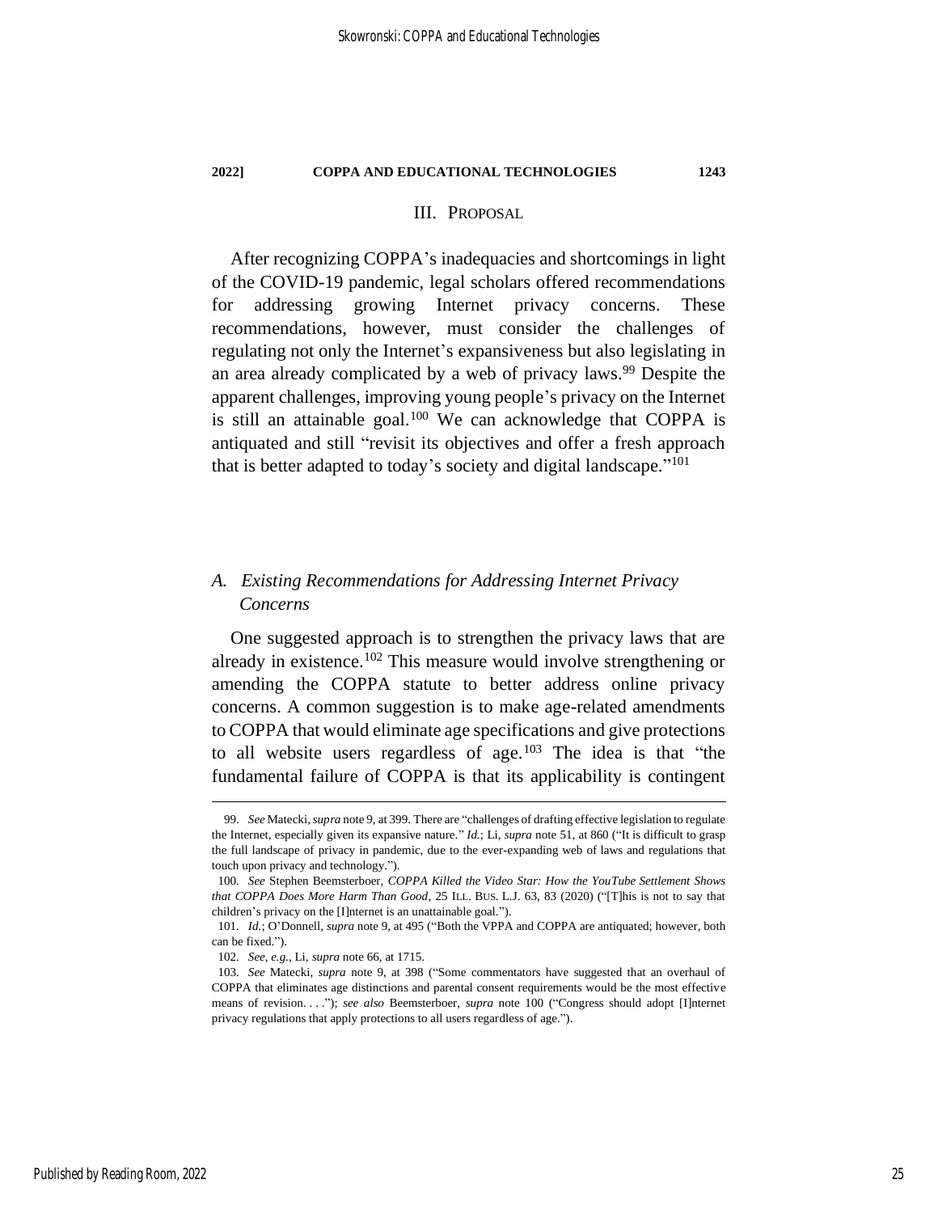## III. PROPOSAL

After recognizing COPPA's inadequacies and shortcomings in light of the COVID-19 pandemic, legal scholars offered recommendations for addressing growing Internet privacy concerns. These recommendations, however, must consider the challenges of regulating not only the Internet's expansiveness but also legislating in an area already complicated by a web of privacy laws.[99] Despite the apparent challenges, improving young people's privacy on the Internet is still an attainable goal.[100] We can acknowledge that COPPA is antiquated and still "revisit its objectives and offer a fresh approach that is better adapted to today's society and digital landscape."[101]

### *A. Existing Recommendations for Addressing Internet Privacy Concerns*

One suggested approach is to strengthen the privacy laws that are already in existence.[102] This measure would involve strengthening or amending the COPPA statute to better address online privacy concerns. A common suggestion is to make age-related amendments to COPPA that would eliminate age specifications and give protections to all website users regardless of age.[103] The idea is that "the fundamental failure of COPPA is that its applicability is contingent

---

99. *See* Matecki, *supra* note 9, at 399. There are "challenges of drafting effective legislation to regulate the Internet, especially given its expansive nature." *Id.*; Li, *supra* note 51, at 860 ("It is difficult to grasp the full landscape of privacy in pandemic, due to the ever-expanding web of laws and regulations that touch upon privacy and technology.").

100. *See* Stephen Beemsterboer, *COPPA Killed the Video Star: How the YouTube Settlement Shows that COPPA Does More Harm Than Good*, 25 ILL. BUS. L.J. 63, 83 (2020) ("[T]his is not to say that children's privacy on the [I]nternet is an unattainable goal.").

101. *Id.*; O'Donnell, *supra* note 9, at 495 ("Both the VPPA and COPPA are antiquated; however, both can be fixed.").

102. *See, e.g.*, Li, *supra* note 66, at 1715.

103. *See* Matecki, *supra* note 9, at 398 ("Some commentators have suggested that an overhaul of COPPA that eliminates age distinctions and parental consent requirements would be the most effective means of revision. . . ."); *see also* Beemsterboer, *supra* note 100 ("Congress should adopt [I]nternet privacy regulations that apply protections to all users regardless of age.").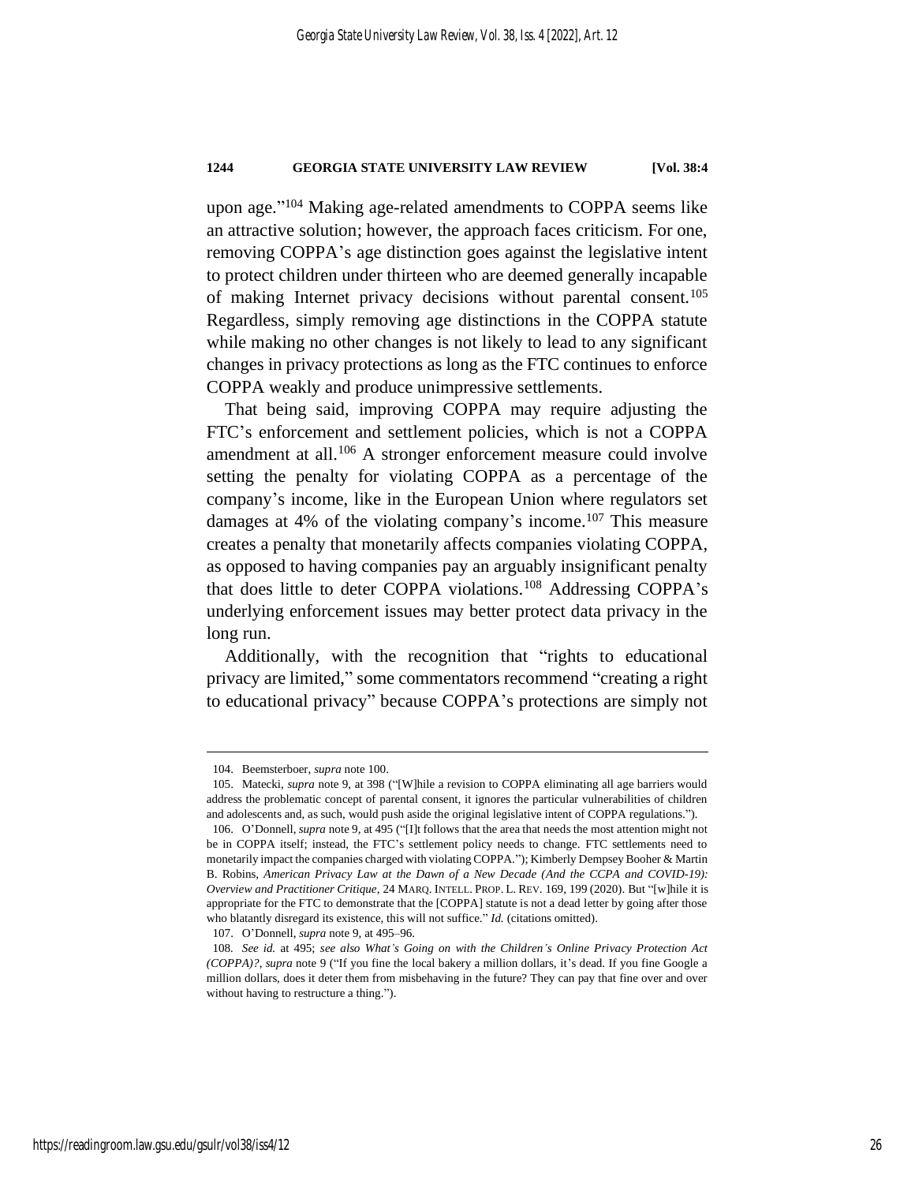upon age."[104] Making age-related amendments to COPPA seems like an attractive solution; however, the approach faces criticism. For one, removing COPPA's age distinction goes against the legislative intent to protect children under thirteen who are deemed generally incapable of making Internet privacy decisions without parental consent.[105] Regardless, simply removing age distinctions in the COPPA statute while making no other changes is not likely to lead to any significant changes in privacy protections as long as the FTC continues to enforce COPPA weakly and produce unimpressive settlements.

That being said, improving COPPA may require adjusting the FTC's enforcement and settlement policies, which is not a COPPA amendment at all.[106] A stronger enforcement measure could involve setting the penalty for violating COPPA as a percentage of the company's income, like in the European Union where regulators set damages at 4% of the violating company's income.[107] This measure creates a penalty that monetarily affects companies violating COPPA, as opposed to having companies pay an arguably insignificant penalty that does little to deter COPPA violations.[108] Addressing COPPA's underlying enforcement issues may better protect data privacy in the long run.

Additionally, with the recognition that "rights to educational privacy are limited," some commentators recommend "creating a right to educational privacy" because COPPA's protections are simply not

---

104. Beemsterboer, *supra* note 100.

105. Matecki, *supra* note 9, at 398 ("[W]hile a revision to COPPA eliminating all age barriers would address the problematic concept of parental consent, it ignores the particular vulnerabilities of children and adolescents and, as such, would push aside the original legislative intent of COPPA regulations.").

106. O'Donnell, *supra* note 9, at 495 ("[I]t follows that the area that needs the most attention might not be in COPPA itself; instead, the FTC's settlement policy needs to change. FTC settlements need to monetarily impact the companies charged with violating COPPA."); Kimberly Dempsey Booher & Martin B. Robins, *American Privacy Law at the Dawn of a New Decade (And the CCPA and COVID-19): Overview and Practitioner Critique*, 24 MARQ. INTELL. PROP. L. REV. 169, 199 (2020). But "[w]hile it is appropriate for the FTC to demonstrate that the [COPPA] statute is not a dead letter by going after those who blatantly disregard its existence, this will not suffice." *Id.* (citations omitted).

107. O'Donnell, *supra* note 9, at 495–96.

108. *See id.* at 495; *see also What's Going on with the Children's Online Privacy Protection Act (COPPA)?*, *supra* note 9 ("If you fine the local bakery a million dollars, it's dead. If you fine Google a million dollars, does it deter them from misbehaving in the future? They can pay that fine over and over without having to restructure a thing.").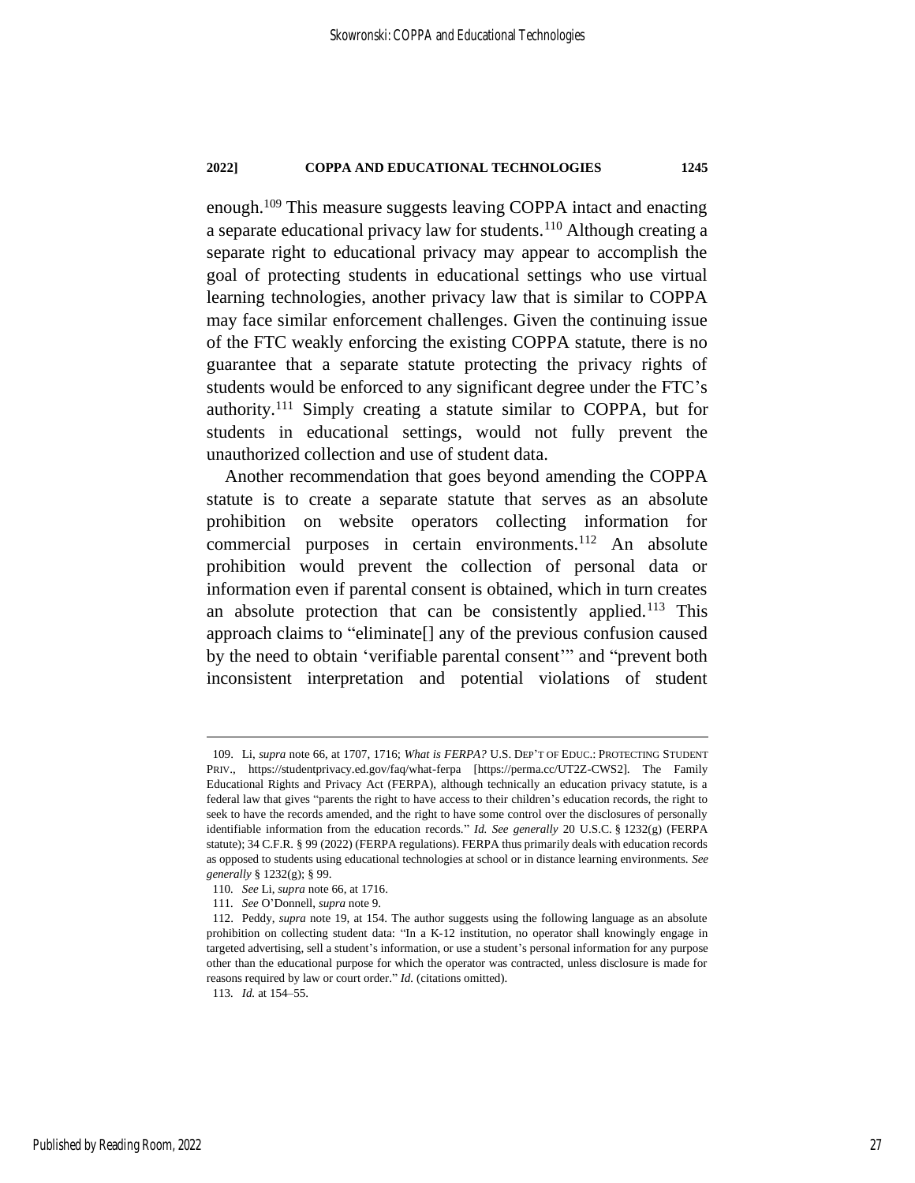enough.[109] This measure suggests leaving COPPA intact and enacting a separate educational privacy law for students.[110] Although creating a separate right to educational privacy may appear to accomplish the goal of protecting students in educational settings who use virtual learning technologies, another privacy law that is similar to COPPA may face similar enforcement challenges. Given the continuing issue of the FTC weakly enforcing the existing COPPA statute, there is no guarantee that a separate statute protecting the privacy rights of students would be enforced to any significant degree under the FTC's authority.[111] Simply creating a statute similar to COPPA, but for students in educational settings, would not fully prevent the unauthorized collection and use of student data.

Another recommendation that goes beyond amending the COPPA statute is to create a separate statute that serves as an absolute prohibition on website operators collecting information for commercial purposes in certain environments.[112] An absolute prohibition would prevent the collection of personal data or information even if parental consent is obtained, which in turn creates an absolute protection that can be consistently applied.[113] This approach claims to "eliminate[] any of the previous confusion caused by the need to obtain 'verifiable parental consent'" and "prevent both inconsistent interpretation and potential violations of student

---

109. Li, *supra* note 66, at 1707, 1716; *What is FERPA?* U.S. DEP'T OF EDUC.: PROTECTING STUDENT PRIV., https://studentprivacy.ed.gov/faq/what-ferpa [https://perma.cc/UT2Z-CWS2]. The Family Educational Rights and Privacy Act (FERPA), although technically an education privacy statute, is a federal law that gives "parents the right to have access to their children's education records, the right to seek to have the records amended, and the right to have some control over the disclosures of personally identifiable information from the education records." *Id. See generally* 20 U.S.C. § 1232(g) (FERPA statute); 34 C.F.R. § 99 (2022) (FERPA regulations). FERPA thus primarily deals with education records as opposed to students using educational technologies at school or in distance learning environments. *See generally* § 1232(g); § 99.

110. *See* Li, *supra* note 66, at 1716.

111. *See* O'Donnell, *supra* note 9.

112. Peddy, *supra* note 19, at 154. The author suggests using the following language as an absolute prohibition on collecting student data: "In a K-12 institution, no operator shall knowingly engage in targeted advertising, sell a student's information, or use a student's personal information for any purpose other than the educational purpose for which the operator was contracted, unless disclosure is made for reasons required by law or court order." *Id.* (citations omitted).

113. *Id.* at 154–55.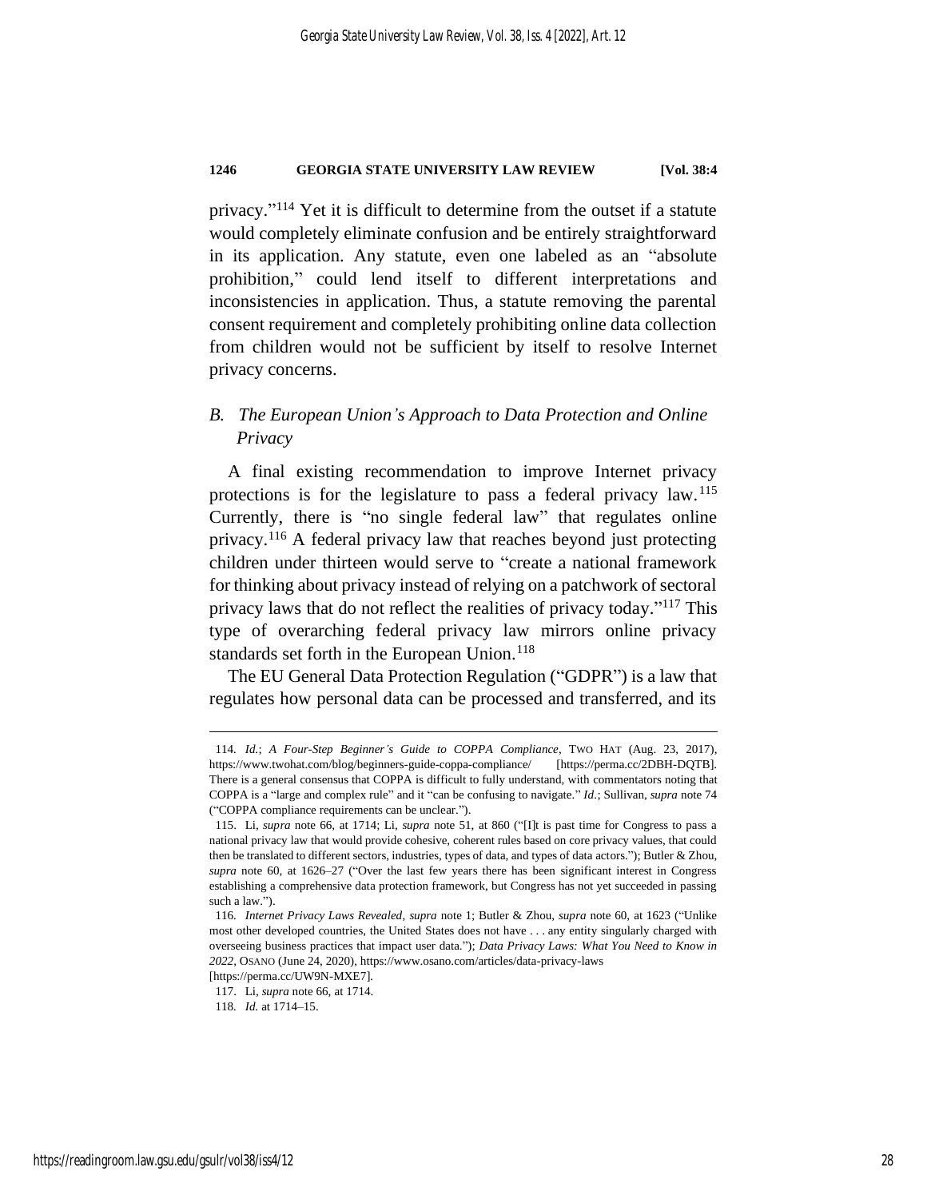privacy."[114] Yet it is difficult to determine from the outset if a statute would completely eliminate confusion and be entirely straightforward in its application. Any statute, even one labeled as an "absolute prohibition," could lend itself to different interpretations and inconsistencies in application. Thus, a statute removing the parental consent requirement and completely prohibiting online data collection from children would not be sufficient by itself to resolve Internet privacy concerns.

### *B. The European Union's Approach to Data Protection and Online Privacy*

A final existing recommendation to improve Internet privacy protections is for the legislature to pass a federal privacy law.[115] Currently, there is "no single federal law" that regulates online privacy.[116] A federal privacy law that reaches beyond just protecting children under thirteen would serve to "create a national framework for thinking about privacy instead of relying on a patchwork of sectoral privacy laws that do not reflect the realities of privacy today."[117] This type of overarching federal privacy law mirrors online privacy standards set forth in the European Union.[118]

The EU General Data Protection Regulation ("GDPR") is a law that regulates how personal data can be processed and transferred, and its

---

114. *Id.*; *A Four-Step Beginner's Guide to COPPA Compliance*, TWO HAT (Aug. 23, 2017), https://www.twohat.com/blog/beginners-guide-coppa-compliance/ [https://perma.cc/2DBH-DQTB]. There is a general consensus that COPPA is difficult to fully understand, with commentators noting that COPPA is a "large and complex rule" and it "can be confusing to navigate." *Id.*; Sullivan, *supra* note 74 ("COPPA compliance requirements can be unclear.").

115. Li, *supra* note 66, at 1714; Li, *supra* note 51, at 860 ("[I]t is past time for Congress to pass a national privacy law that would provide cohesive, coherent rules based on core privacy values, that could then be translated to different sectors, industries, types of data, and types of data actors."); Butler & Zhou, *supra* note 60, at 1626–27 ("Over the last few years there has been significant interest in Congress establishing a comprehensive data protection framework, but Congress has not yet succeeded in passing such a law.").

116. *Internet Privacy Laws Revealed*, *supra* note 1; Butler & Zhou, *supra* note 60, at 1623 ("Unlike most other developed countries, the United States does not have . . . any entity singularly charged with overseeing business practices that impact user data."); *Data Privacy Laws: What You Need to Know in 2022*, OSANO (June 24, 2020), https://www.osano.com/articles/data-privacy-laws [https://perma.cc/UW9N-MXE7].

117. Li, *supra* note 66, at 1714.

118. *Id.* at 1714–15.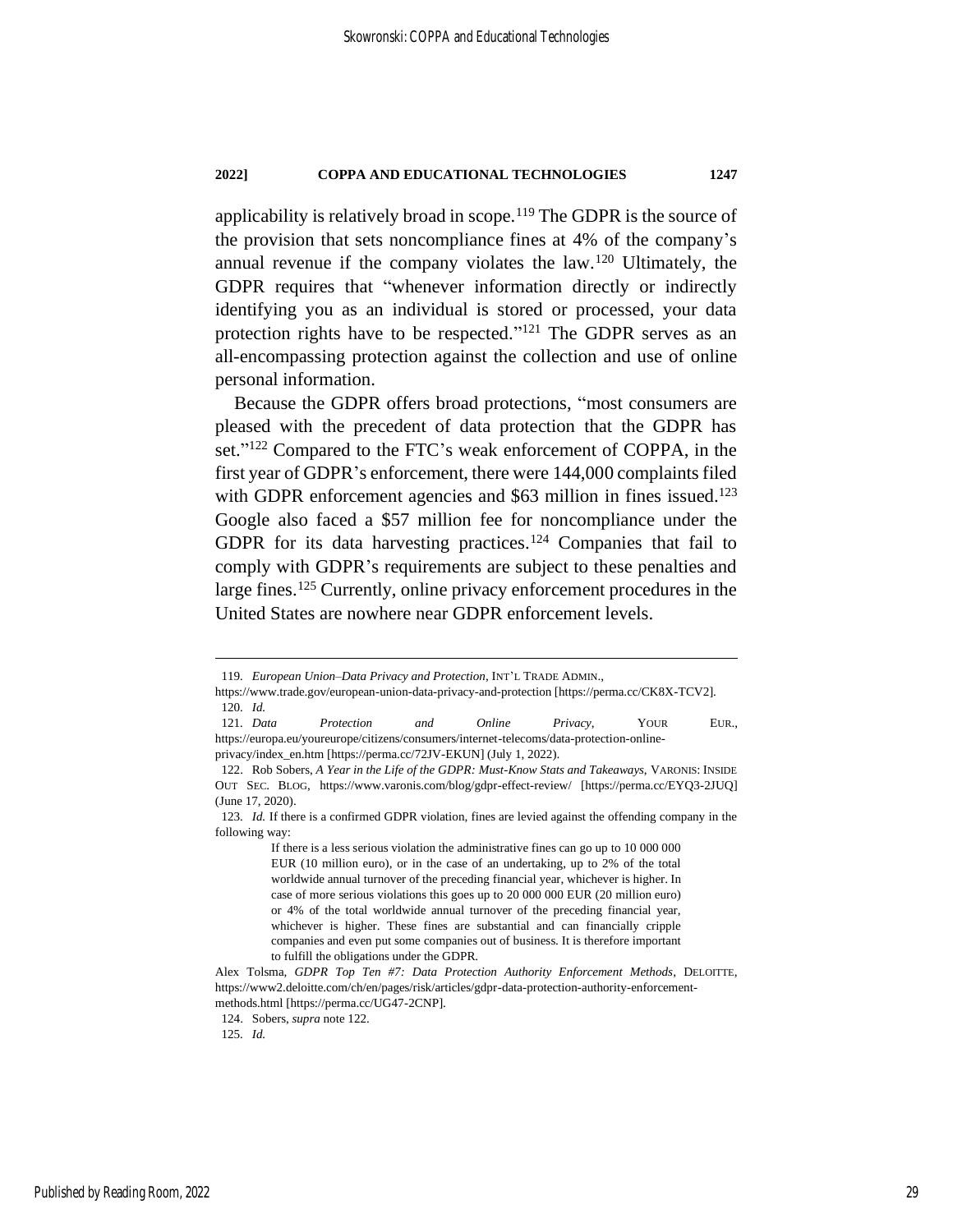applicability is relatively broad in scope.[119] The GDPR is the source of the provision that sets noncompliance fines at 4% of the company's annual revenue if the company violates the law.[120] Ultimately, the GDPR requires that "whenever information directly or indirectly identifying you as an individual is stored or processed, your data protection rights have to be respected."[121] The GDPR serves as an all-encompassing protection against the collection and use of online personal information.

Because the GDPR offers broad protections, "most consumers are pleased with the precedent of data protection that the GDPR has set."[122] Compared to the FTC's weak enforcement of COPPA, in the first year of GDPR's enforcement, there were 144,000 complaints filed with GDPR enforcement agencies and $63 million in fines issued.[123] Google also faced a $57 million fee for noncompliance under the GDPR for its data harvesting practices.[124] Companies that fail to comply with GDPR's requirements are subject to these penalties and large fines.[125] Currently, online privacy enforcement procedures in the United States are nowhere near GDPR enforcement levels.

---

119. *European Union–Data Privacy and Protection*, INT'L TRADE ADMIN., https://www.trade.gov/european-union-data-privacy-and-protection [https://perma.cc/CK8X-TCV2].

120. *Id.*

121. *Data Protection and Online Privacy*, YOUR EUR., https://europa.eu/youreurope/citizens/consumers/internet-telecoms/data-protection-online-privacy/index_en.htm [https://perma.cc/72JV-EKUN] (July 1, 2022).

122. Rob Sobers, *A Year in the Life of the GDPR: Must-Know Stats and Takeaways*, VARONIS: INSIDE OUT SEC. BLOG, https://www.varonis.com/blog/gdpr-effect-review/ [https://perma.cc/EYQ3-2JUQ] (June 17, 2020).

123. *Id.* If there is a confirmed GDPR violation, fines are levied against the offending company in the following way:

> If there is a less serious violation the administrative fines can go up to 10 000 000 EUR (10 million euro), or in the case of an undertaking, up to 2% of the total worldwide annual turnover of the preceding financial year, whichever is higher. In case of more serious violations this goes up to 20 000 000 EUR (20 million euro) or 4% of the total worldwide annual turnover of the preceding financial year, whichever is higher. These fines are substantial and can financially cripple companies and even put some companies out of business. It is therefore important to fulfill the obligations under the GDPR.

Alex Tolsma, *GDPR Top Ten #7: Data Protection Authority Enforcement Methods*, DELOITTE, https://www2.deloitte.com/ch/en/pages/risk/articles/gdpr-data-protection-authority-enforcement-methods.html [https://perma.cc/UG47-2CNP].

124. Sobers, *supra* note 122.

125. *Id.*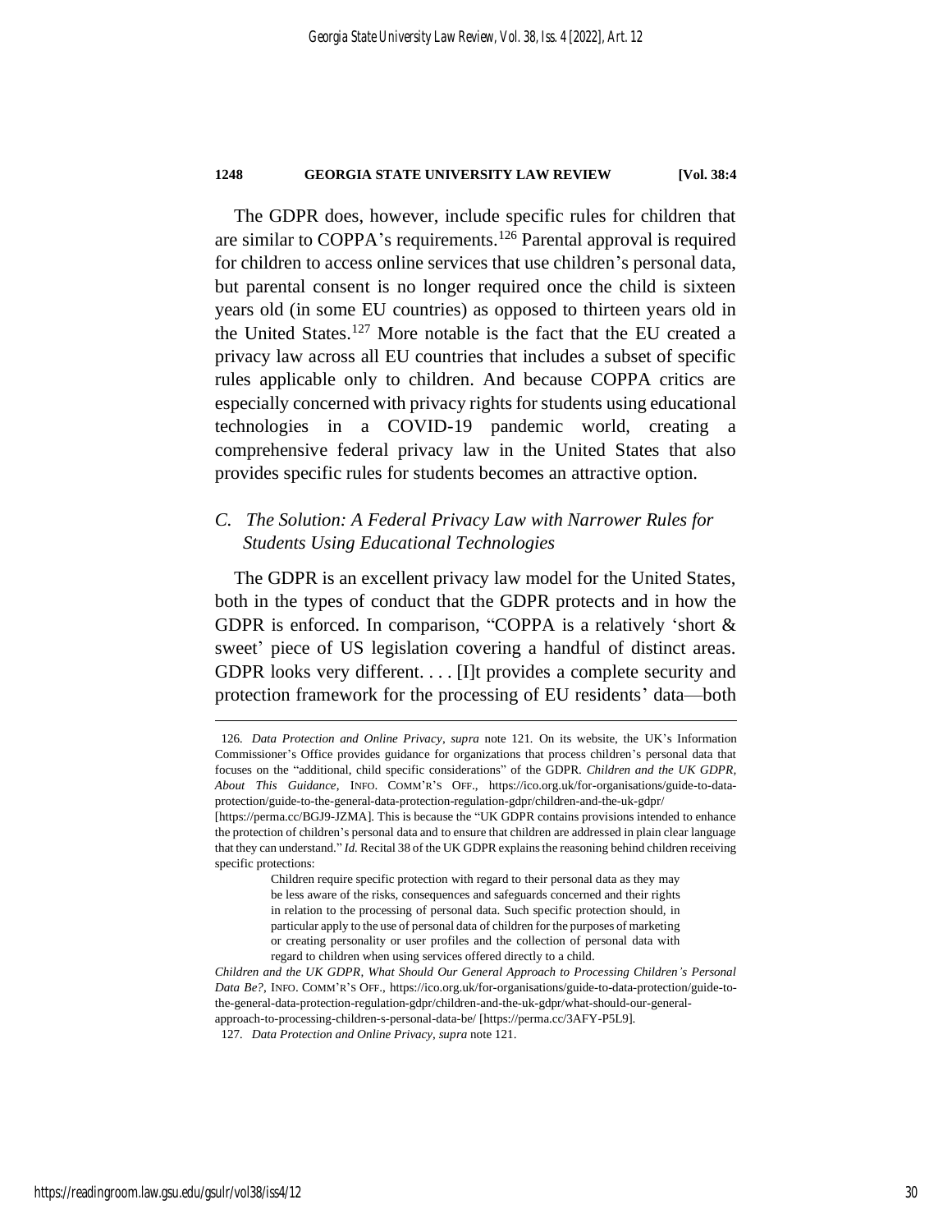The GDPR does, however, include specific rules for children that are similar to COPPA's requirements.[126] Parental approval is required for children to access online services that use children's personal data, but parental consent is no longer required once the child is sixteen years old (in some EU countries) as opposed to thirteen years old in the United States.[127] More notable is the fact that the EU created a privacy law across all EU countries that includes a subset of specific rules applicable only to children. And because COPPA critics are especially concerned with privacy rights for students using educational technologies in a COVID-19 pandemic world, creating a comprehensive federal privacy law in the United States that also provides specific rules for students becomes an attractive option.

### *C. The Solution: A Federal Privacy Law with Narrower Rules for Students Using Educational Technologies*

The GDPR is an excellent privacy law model for the United States, both in the types of conduct that the GDPR protects and in how the GDPR is enforced. In comparison, "COPPA is a relatively 'short & sweet' piece of US legislation covering a handful of distinct areas. GDPR looks very different. . . . [I]t provides a complete security and protection framework for the processing of EU residents' data—both

---

126. *Data Protection and Online Privacy*, *supra* note 121. On its website, the UK's Information Commissioner's Office provides guidance for organizations that process children's personal data that focuses on the "additional, child specific considerations" of the GDPR. *Children and the UK GDPR, About This Guidance*, INFO. COMM'R'S OFF., https://ico.org.uk/for-organisations/guide-to-data-protection/guide-to-the-general-data-protection-regulation-gdpr/children-and-the-uk-gdpr/ [https://perma.cc/BGJ9-JZMA]. This is because the "UK GDPR contains provisions intended to enhance the protection of children's personal data and to ensure that children are addressed in plain clear language that they can understand." *Id.* Recital 38 of the UK GDPR explains the reasoning behind children receiving specific protections:

> Children require specific protection with regard to their personal data as they may be less aware of the risks, consequences and safeguards concerned and their rights in relation to the processing of personal data. Such specific protection should, in particular apply to the use of personal data of children for the purposes of marketing or creating personality or user profiles and the collection of personal data with regard to children when using services offered directly to a child.

*Children and the UK GDPR, What Should Our General Approach to Processing Children's Personal Data Be?*, INFO. COMM'R'S OFF., https://ico.org.uk/for-organisations/guide-to-data-protection/guide-to-the-general-data-protection-regulation-gdpr/children-and-the-uk-gdpr/what-should-our-general-approach-to-processing-children-s-personal-data-be/ [https://perma.cc/3AFY-P5L9].

127. *Data Protection and Online Privacy*, *supra* note 121.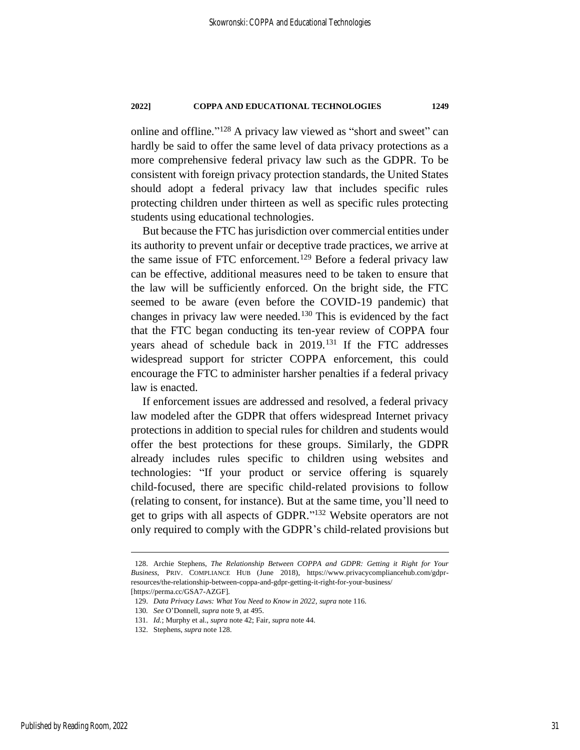online and offline."[128] A privacy law viewed as "short and sweet" can hardly be said to offer the same level of data privacy protections as a more comprehensive federal privacy law such as the GDPR. To be consistent with foreign privacy protection standards, the United States should adopt a federal privacy law that includes specific rules protecting children under thirteen as well as specific rules protecting students using educational technologies.

But because the FTC has jurisdiction over commercial entities under its authority to prevent unfair or deceptive trade practices, we arrive at the same issue of FTC enforcement.[129] Before a federal privacy law can be effective, additional measures need to be taken to ensure that the law will be sufficiently enforced. On the bright side, the FTC seemed to be aware (even before the COVID-19 pandemic) that changes in privacy law were needed.[130] This is evidenced by the fact that the FTC began conducting its ten-year review of COPPA four years ahead of schedule back in 2019.[131] If the FTC addresses widespread support for stricter COPPA enforcement, this could encourage the FTC to administer harsher penalties if a federal privacy law is enacted.

If enforcement issues are addressed and resolved, a federal privacy law modeled after the GDPR that offers widespread Internet privacy protections in addition to special rules for children and students would offer the best protections for these groups. Similarly, the GDPR already includes rules specific to children using websites and technologies: "If your product or service offering is squarely child-focused, there are specific child-related provisions to follow (relating to consent, for instance). But at the same time, you'll need to get to grips with all aspects of GDPR."[132] Website operators are not only required to comply with the GDPR's child-related provisions but

---

128. Archie Stephens, *The Relationship Between COPPA and GDPR: Getting it Right for Your Business*, PRIV. COMPLIANCE HUB (June 2018), https://www.privacycompliancehub.com/gdpr-resources/the-relationship-between-coppa-and-gdpr-getting-it-right-for-your-business/ [https://perma.cc/GSA7-AZGF].

129. *Data Privacy Laws: What You Need to Know in 2022*, *supra* note 116.

130. *See* O'Donnell, *supra* note 9, at 495.

131. *Id.*; Murphy et al., *supra* note 42; Fair, *supra* note 44.

132. Stephens, *supra* note 128.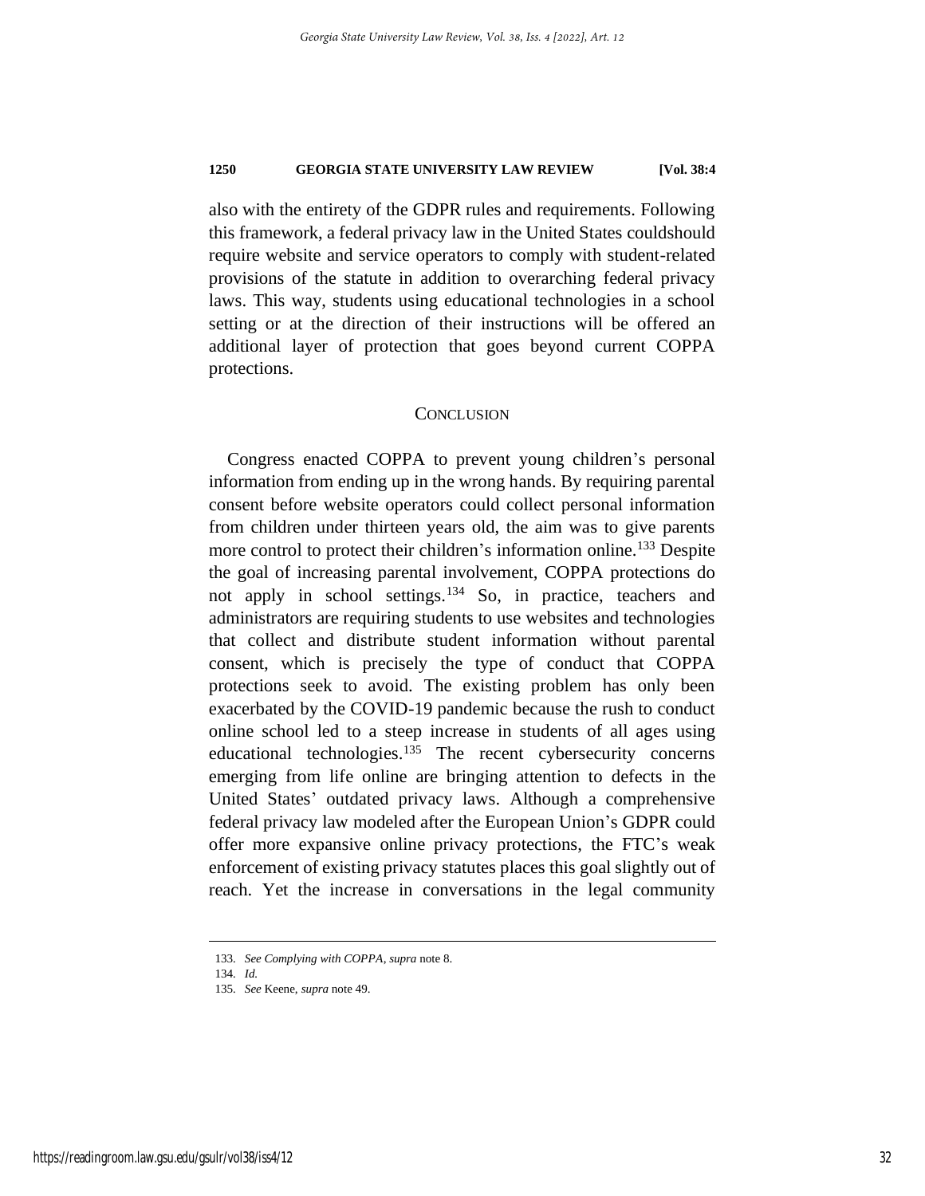also with the entirety of the GDPR rules and requirements. Following this framework, a federal privacy law in the United States couldshould require website and service operators to comply with student-related provisions of the statute in addition to overarching federal privacy laws. This way, students using educational technologies in a school setting or at the direction of their instructions will be offered an additional layer of protection that goes beyond current COPPA protections.

## Conclusion

Congress enacted COPPA to prevent young children's personal information from ending up in the wrong hands. By requiring parental consent before website operators could collect personal information from children under thirteen years old, the aim was to give parents more control to protect their children's information online.[133] Despite the goal of increasing parental involvement, COPPA protections do not apply in school settings.[134] So, in practice, teachers and administrators are requiring students to use websites and technologies that collect and distribute student information without parental consent, which is precisely the type of conduct that COPPA protections seek to avoid. The existing problem has only been exacerbated by the COVID-19 pandemic because the rush to conduct online school led to a steep increase in students of all ages using educational technologies.[135] The recent cybersecurity concerns emerging from life online are bringing attention to defects in the United States' outdated privacy laws. Although a comprehensive federal privacy law modeled after the European Union's GDPR could offer more expansive online privacy protections, the FTC's weak enforcement of existing privacy statutes places this goal slightly out of reach. Yet the increase in conversations in the legal community

---

133. *See Complying with COPPA*, *supra* note 8.

134. *Id.*

135. *See* Keene, *supra* note 49.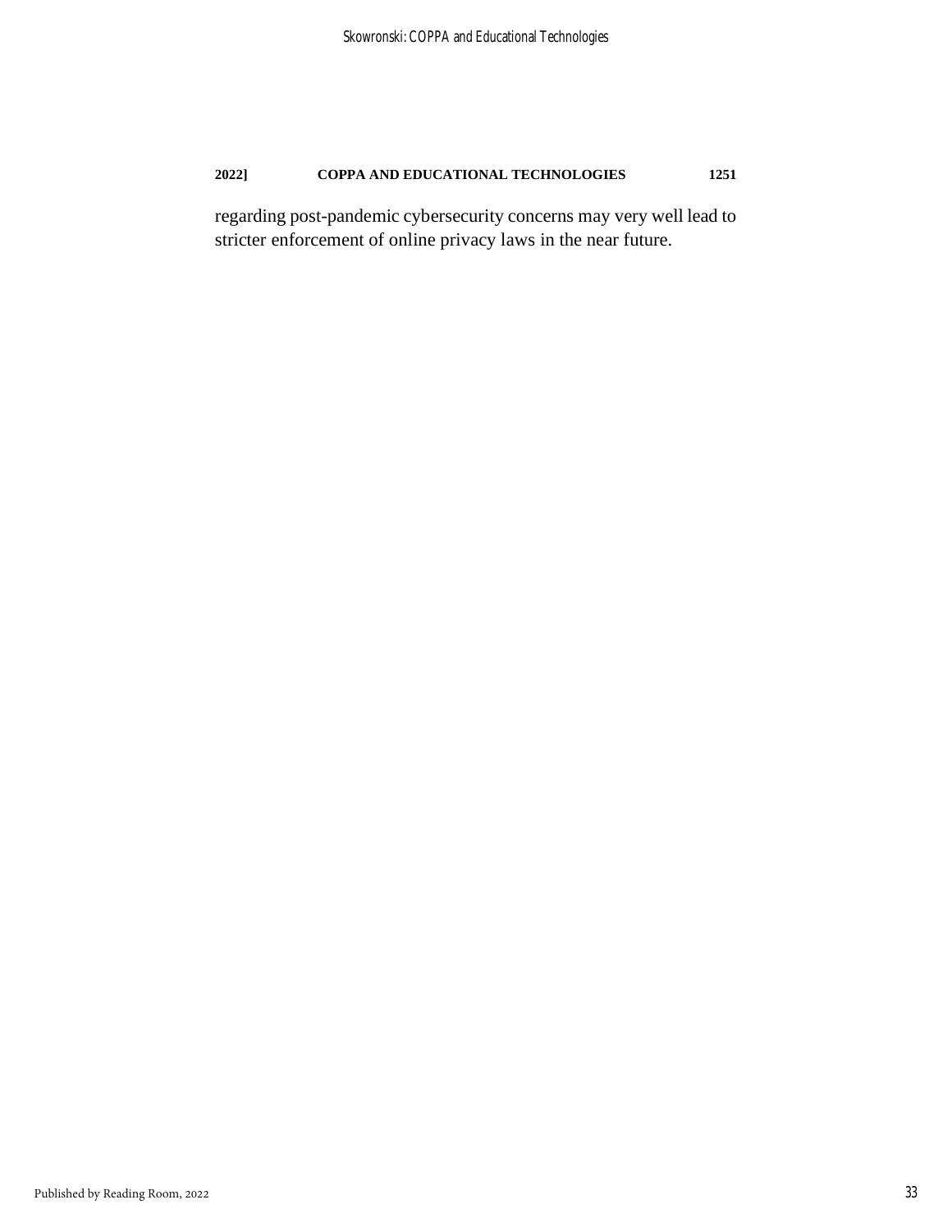regarding post-pandemic cybersecurity concerns may very well lead to stricter enforcement of online privacy laws in the near future.